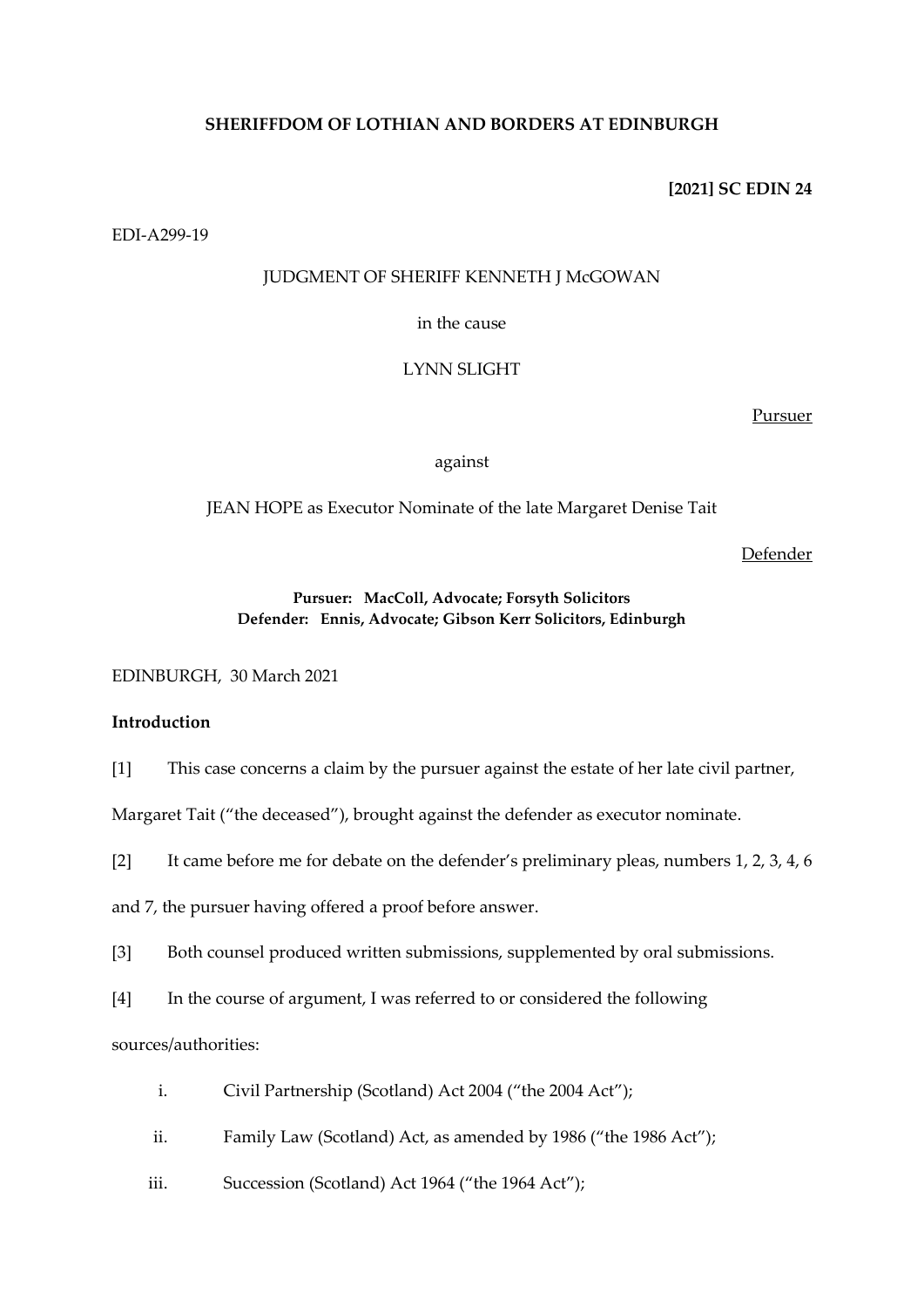**SHERIFFDOM OF LOTHIAN AND BORDERS AT EDINBURGH**

**[2021] SC EDIN 24**

EDI-A299-19

JUDGMENT OF SHERIFF KENNETH J McGOWAN

in the cause

LYNN SLIGHT

Pursuer

against

JEAN HOPE as Executor Nominate of the late Margaret Denise Tait

Defender

**Pursuer: MacColl, Advocate; Forsyth Solicitors**
**Defender: Ennis, Advocate; Gibson Kerr Solicitors, Edinburgh**

EDINBURGH, 30 March 2021

**Introduction**

[1] This case concerns a claim by the pursuer against the estate of her late civil partner, Margaret Tait ("the deceased"), brought against the defender as executor nominate.

[2] It came before me for debate on the defender's preliminary pleas, numbers 1, 2, 3, 4, 6 and 7, the pursuer having offered a proof before answer.

[3] Both counsel produced written submissions, supplemented by oral submissions.

[4] In the course of argument, I was referred to or considered the following sources/authorities:

i. Civil Partnership (Scotland) Act 2004 ("the 2004 Act");

ii. Family Law (Scotland) Act, as amended by 1986 ("the 1986 Act");

iii. Succession (Scotland) Act 1964 ("the 1964 Act");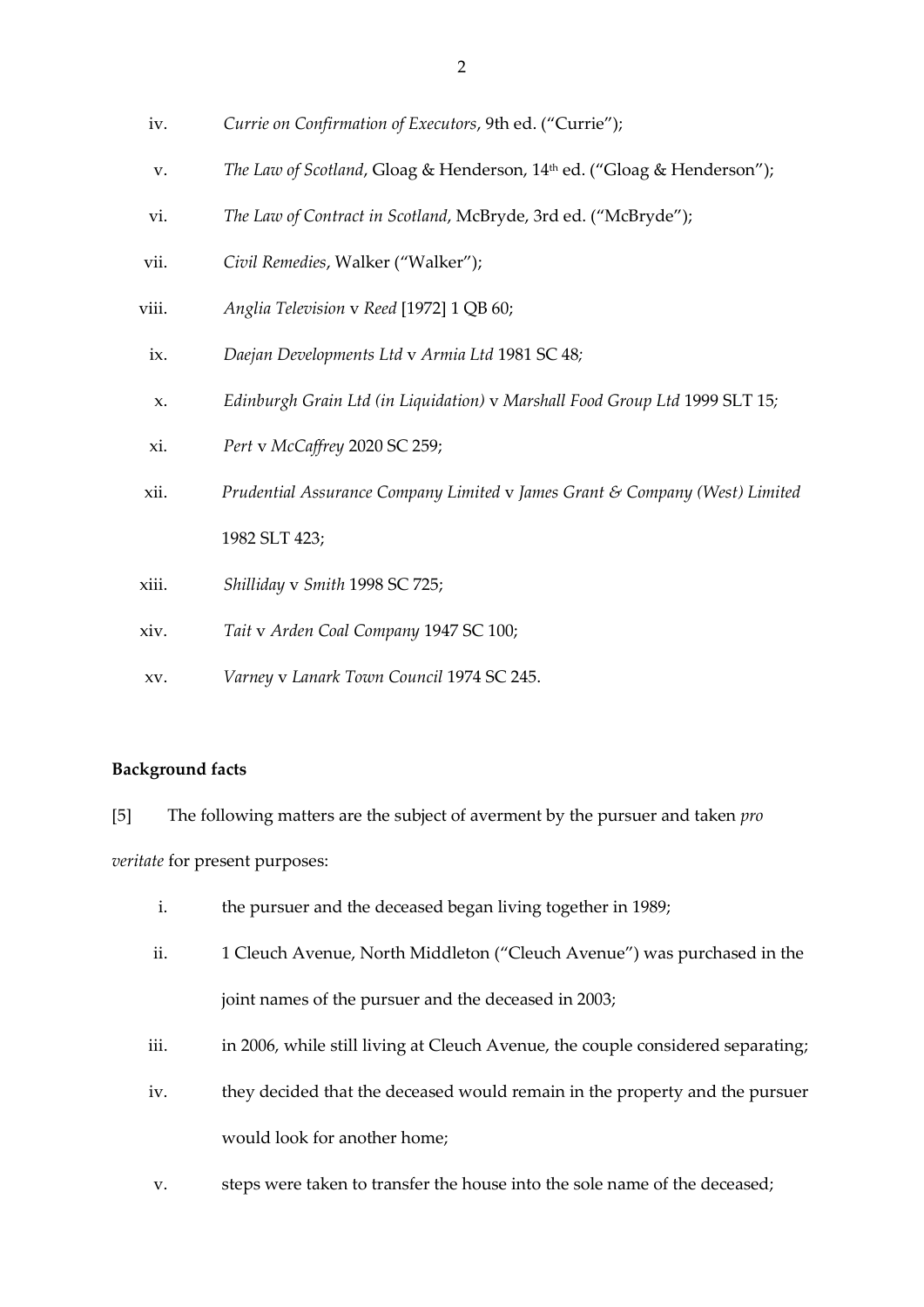iv. *Currie on Confirmation of Executors*, 9th ed. ("Currie");

v. *The Law of Scotland*, Gloag & Henderson, 14th ed. ("Gloag & Henderson");

vi. *The Law of Contract in Scotland*, McBryde, 3rd ed. ("McBryde");

vii. *Civil Remedies*, Walker ("Walker");

viii. *Anglia Television* v *Reed* [1972] 1 QB 60;

ix. *Daejan Developments Ltd* v *Armia Ltd* 1981 SC 48;

x. *Edinburgh Grain Ltd (in Liquidation)* v *Marshall Food Group Ltd* 1999 SLT 15;

xi. *Pert* v *McCaffrey* 2020 SC 259;

xii. *Prudential Assurance Company Limited* v *James Grant & Company (West) Limited* 1982 SLT 423;

xiii. *Shilliday* v *Smith* 1998 SC 725;

xiv. *Tait* v *Arden Coal Company* 1947 SC 100;

xv. *Varney* v *Lanark Town Council* 1974 SC 245.

**Background facts**

[5] The following matters are the subject of averment by the pursuer and taken *pro veritate* for present purposes:

i. the pursuer and the deceased began living together in 1989;

ii. 1 Cleuch Avenue, North Middleton ("Cleuch Avenue") was purchased in the joint names of the pursuer and the deceased in 2003;

iii. in 2006, while still living at Cleuch Avenue, the couple considered separating;

iv. they decided that the deceased would remain in the property and the pursuer would look for another home;

v. steps were taken to transfer the house into the sole name of the deceased;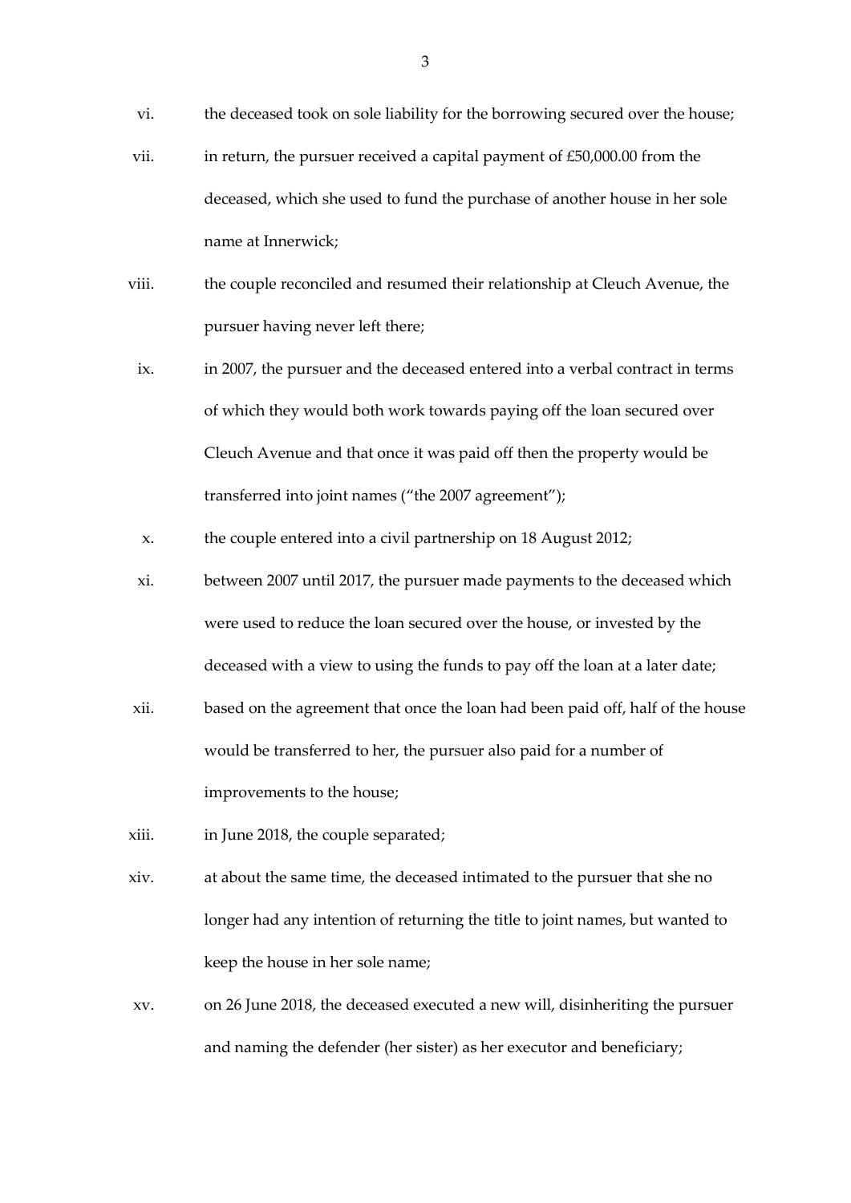vi. the deceased took on sole liability for the borrowing secured over the house;

vii. in return, the pursuer received a capital payment of £50,000.00 from the deceased, which she used to fund the purchase of another house in her sole name at Innerwick;

viii. the couple reconciled and resumed their relationship at Cleuch Avenue, the pursuer having never left there;

ix. in 2007, the pursuer and the deceased entered into a verbal contract in terms of which they would both work towards paying off the loan secured over Cleuch Avenue and that once it was paid off then the property would be transferred into joint names ("the 2007 agreement");

x. the couple entered into a civil partnership on 18 August 2012;

xi. between 2007 until 2017, the pursuer made payments to the deceased which were used to reduce the loan secured over the house, or invested by the deceased with a view to using the funds to pay off the loan at a later date;

xii. based on the agreement that once the loan had been paid off, half of the house would be transferred to her, the pursuer also paid for a number of improvements to the house;

xiii. in June 2018, the couple separated;

xiv. at about the same time, the deceased intimated to the pursuer that she no longer had any intention of returning the title to joint names, but wanted to keep the house in her sole name;

xv. on 26 June 2018, the deceased executed a new will, disinheriting the pursuer and naming the defender (her sister) as her executor and beneficiary;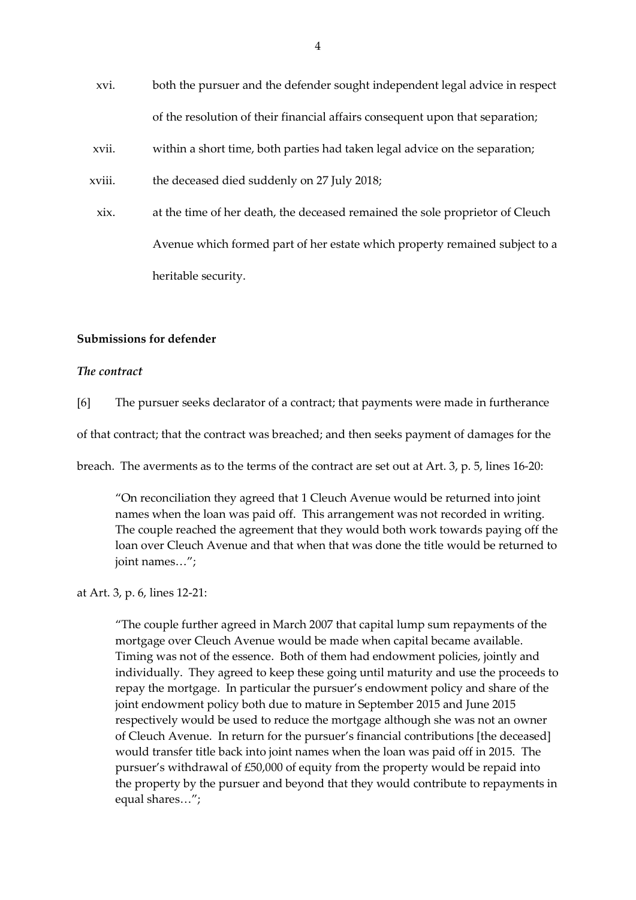xvi. both the pursuer and the defender sought independent legal advice in respect of the resolution of their financial affairs consequent upon that separation;

xvii. within a short time, both parties had taken legal advice on the separation;

xviii. the deceased died suddenly on 27 July 2018;

xix. at the time of her death, the deceased remained the sole proprietor of Cleuch Avenue which formed part of her estate which property remained subject to a heritable security.

**Submissions for defender**

***The contract***

[6] The pursuer seeks declarator of a contract; that payments were made in furtherance of that contract; that the contract was breached; and then seeks payment of damages for the breach. The averments as to the terms of the contract are set out at Art. 3, p. 5, lines 16-20:

> "On reconciliation they agreed that 1 Cleuch Avenue would be returned into joint names when the loan was paid off. This arrangement was not recorded in writing. The couple reached the agreement that they would both work towards paying off the loan over Cleuch Avenue and that when that was done the title would be returned to joint names…";

at Art. 3, p. 6, lines 12-21:

> "The couple further agreed in March 2007 that capital lump sum repayments of the mortgage over Cleuch Avenue would be made when capital became available. Timing was not of the essence. Both of them had endowment policies, jointly and individually. They agreed to keep these going until maturity and use the proceeds to repay the mortgage. In particular the pursuer's endowment policy and share of the joint endowment policy both due to mature in September 2015 and June 2015 respectively would be used to reduce the mortgage although she was not an owner of Cleuch Avenue. In return for the pursuer's financial contributions [the deceased] would transfer title back into joint names when the loan was paid off in 2015. The pursuer's withdrawal of £50,000 of equity from the property would be repaid into the property by the pursuer and beyond that they would contribute to repayments in equal shares…";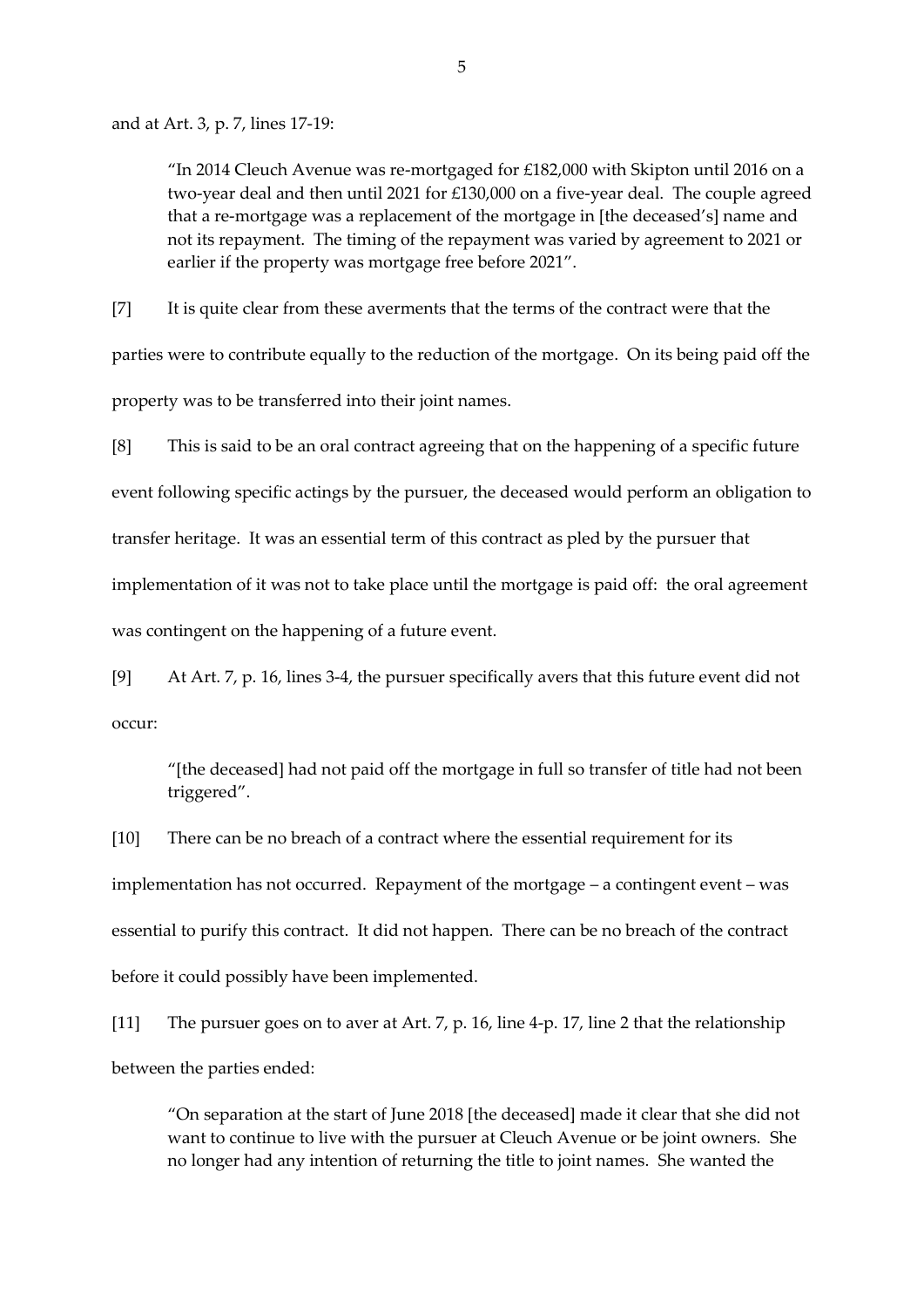and at Art. 3, p. 7, lines 17-19:

> "In 2014 Cleuch Avenue was re-mortgaged for £182,000 with Skipton until 2016 on a two-year deal and then until 2021 for £130,000 on a five-year deal. The couple agreed that a re-mortgage was a replacement of the mortgage in [the deceased's] name and not its repayment. The timing of the repayment was varied by agreement to 2021 or earlier if the property was mortgage free before 2021".

[7] It is quite clear from these averments that the terms of the contract were that the parties were to contribute equally to the reduction of the mortgage. On its being paid off the property was to be transferred into their joint names.

[8] This is said to be an oral contract agreeing that on the happening of a specific future event following specific actings by the pursuer, the deceased would perform an obligation to transfer heritage. It was an essential term of this contract as pled by the pursuer that implementation of it was not to take place until the mortgage is paid off: the oral agreement was contingent on the happening of a future event.

[9] At Art. 7, p. 16, lines 3-4, the pursuer specifically avers that this future event did not occur:

> "[the deceased] had not paid off the mortgage in full so transfer of title had not been triggered".

[10] There can be no breach of a contract where the essential requirement for its implementation has not occurred. Repayment of the mortgage – a contingent event – was essential to purify this contract. It did not happen. There can be no breach of the contract before it could possibly have been implemented.

[11] The pursuer goes on to aver at Art. 7, p. 16, line 4-p. 17, line 2 that the relationship between the parties ended:

> "On separation at the start of June 2018 [the deceased] made it clear that she did not want to continue to live with the pursuer at Cleuch Avenue or be joint owners. She no longer had any intention of returning the title to joint names. She wanted the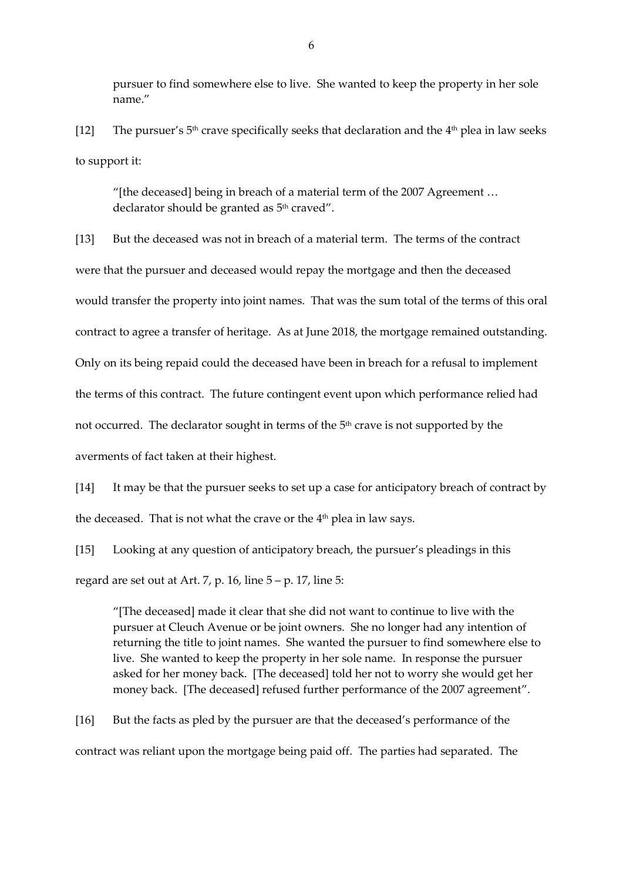pursuer to find somewhere else to live. She wanted to keep the property in her sole name."

[12] The pursuer's 5th crave specifically seeks that declaration and the 4th plea in law seeks to support it:

> "[the deceased] being in breach of a material term of the 2007 Agreement … declarator should be granted as 5th craved".

[13] But the deceased was not in breach of a material term. The terms of the contract were that the pursuer and deceased would repay the mortgage and then the deceased would transfer the property into joint names. That was the sum total of the terms of this oral contract to agree a transfer of heritage. As at June 2018, the mortgage remained outstanding. Only on its being repaid could the deceased have been in breach for a refusal to implement the terms of this contract. The future contingent event upon which performance relied had not occurred. The declarator sought in terms of the 5th crave is not supported by the averments of fact taken at their highest.

[14] It may be that the pursuer seeks to set up a case for anticipatory breach of contract by the deceased. That is not what the crave or the 4th plea in law says.

[15] Looking at any question of anticipatory breach, the pursuer's pleadings in this regard are set out at Art. 7, p. 16, line 5 – p. 17, line 5:

> "[The deceased] made it clear that she did not want to continue to live with the pursuer at Cleuch Avenue or be joint owners. She no longer had any intention of returning the title to joint names. She wanted the pursuer to find somewhere else to live. She wanted to keep the property in her sole name. In response the pursuer asked for her money back. [The deceased] told her not to worry she would get her money back. [The deceased] refused further performance of the 2007 agreement".

[16] But the facts as pled by the pursuer are that the deceased's performance of the contract was reliant upon the mortgage being paid off. The parties had separated. The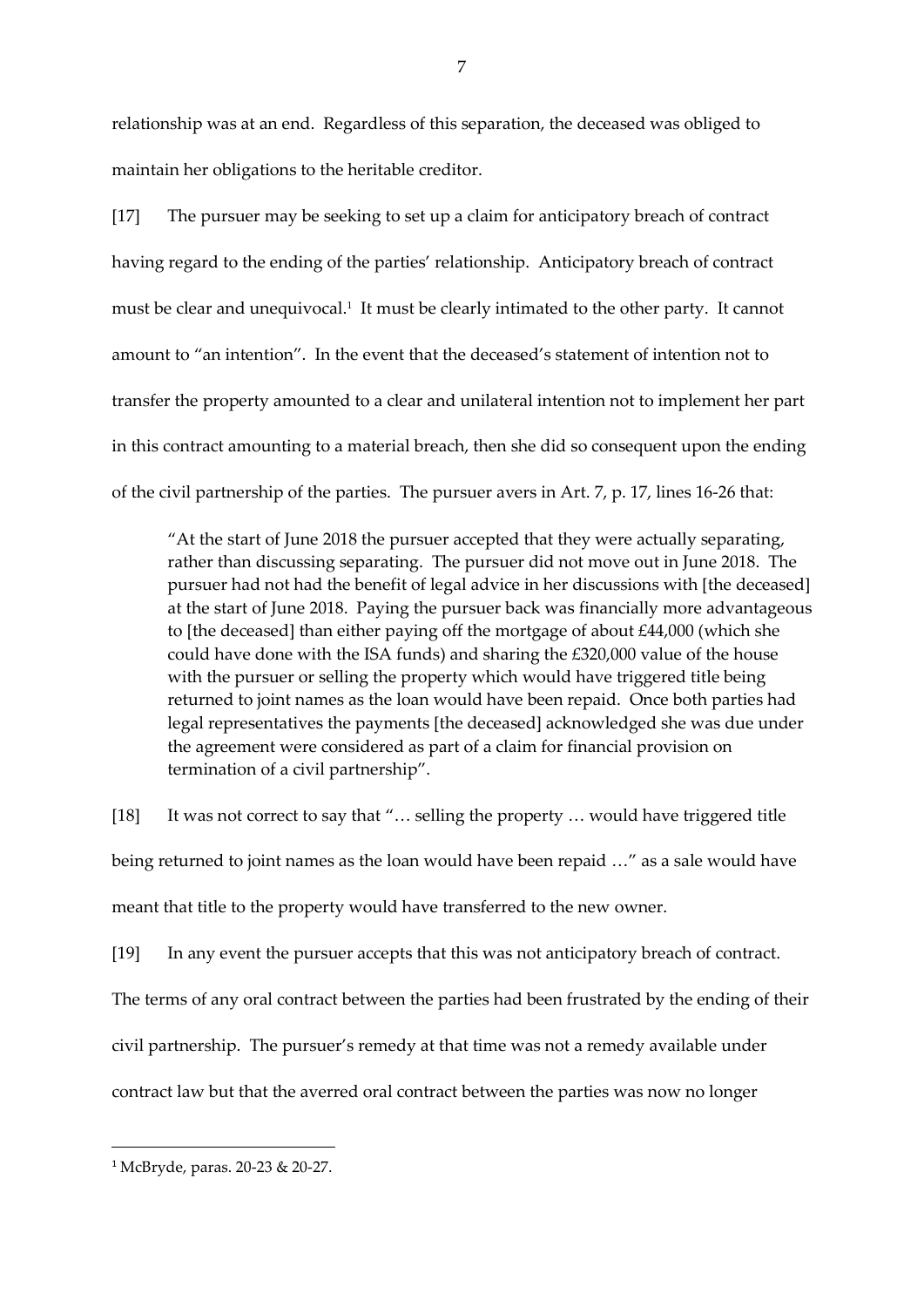relationship was at an end. Regardless of this separation, the deceased was obliged to maintain her obligations to the heritable creditor.

[17] The pursuer may be seeking to set up a claim for anticipatory breach of contract having regard to the ending of the parties' relationship. Anticipatory breach of contract must be clear and unequivocal.[1] It must be clearly intimated to the other party. It cannot amount to "an intention". In the event that the deceased's statement of intention not to transfer the property amounted to a clear and unilateral intention not to implement her part in this contract amounting to a material breach, then she did so consequent upon the ending of the civil partnership of the parties. The pursuer avers in Art. 7, p. 17, lines 16-26 that:

> "At the start of June 2018 the pursuer accepted that they were actually separating, rather than discussing separating. The pursuer did not move out in June 2018. The pursuer had not had the benefit of legal advice in her discussions with [the deceased] at the start of June 2018. Paying the pursuer back was financially more advantageous to [the deceased] than either paying off the mortgage of about £44,000 (which she could have done with the ISA funds) and sharing the £320,000 value of the house with the pursuer or selling the property which would have triggered title being returned to joint names as the loan would have been repaid. Once both parties had legal representatives the payments [the deceased] acknowledged she was due under the agreement were considered as part of a claim for financial provision on termination of a civil partnership".

[18] It was not correct to say that "… selling the property … would have triggered title being returned to joint names as the loan would have been repaid …" as a sale would have meant that title to the property would have transferred to the new owner.

[19] In any event the pursuer accepts that this was not anticipatory breach of contract. The terms of any oral contract between the parties had been frustrated by the ending of their civil partnership. The pursuer's remedy at that time was not a remedy available under contract law but that the averred oral contract between the parties was now no longer

---

[1] McBryde, paras. 20-23 & 20-27.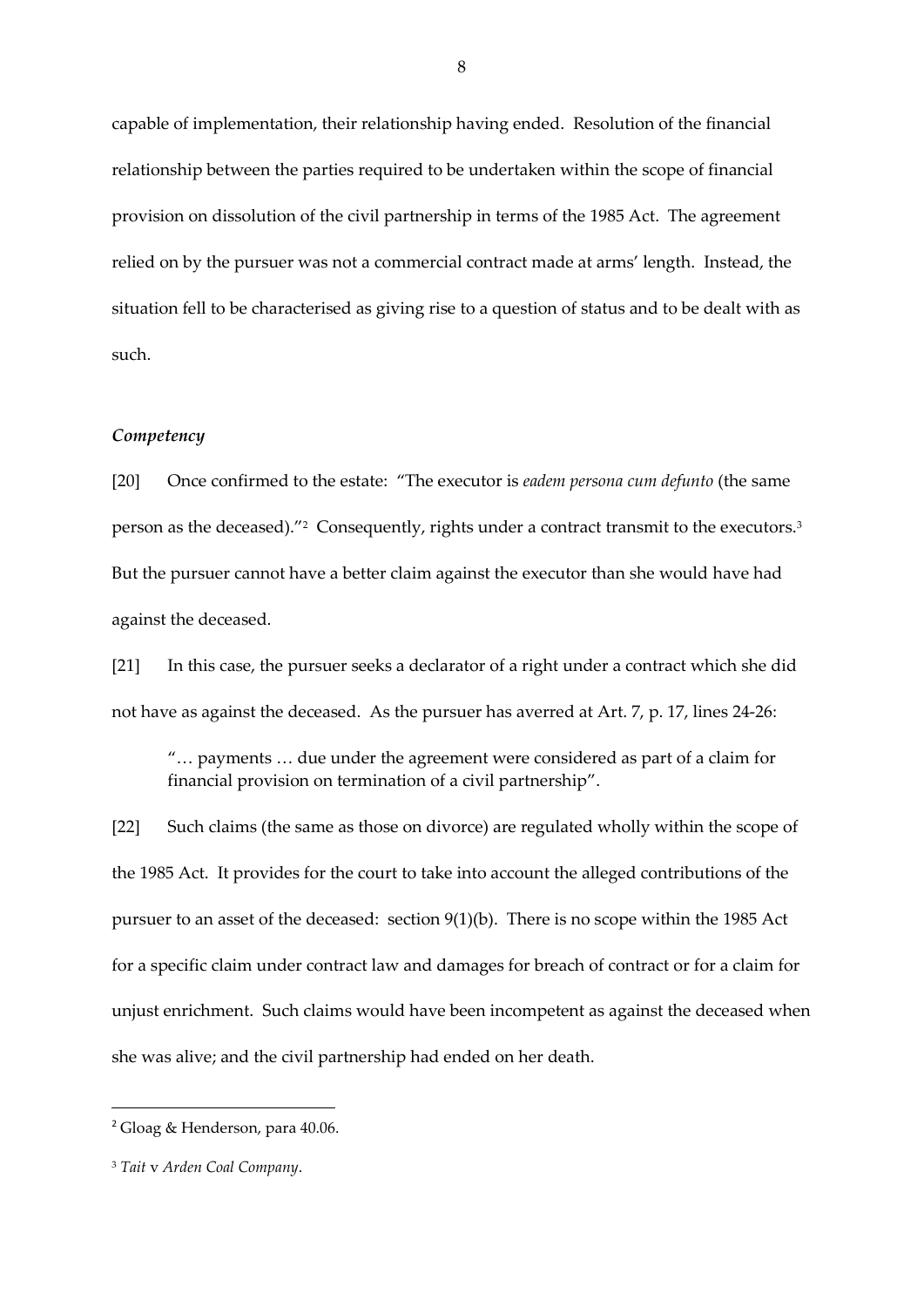capable of implementation, their relationship having ended. Resolution of the financial relationship between the parties required to be undertaken within the scope of financial provision on dissolution of the civil partnership in terms of the 1985 Act. The agreement relied on by the pursuer was not a commercial contract made at arms' length. Instead, the situation fell to be characterised as giving rise to a question of status and to be dealt with as such.

### *Competency*

[20] Once confirmed to the estate: "The executor is *eadem persona cum defunto* (the same person as the deceased)."[2] Consequently, rights under a contract transmit to the executors.[3] But the pursuer cannot have a better claim against the executor than she would have had against the deceased.

[21] In this case, the pursuer seeks a declarator of a right under a contract which she did not have as against the deceased. As the pursuer has averred at Art. 7, p. 17, lines 24-26:

> "… payments … due under the agreement were considered as part of a claim for financial provision on termination of a civil partnership".

[22] Such claims (the same as those on divorce) are regulated wholly within the scope of the 1985 Act. It provides for the court to take into account the alleged contributions of the pursuer to an asset of the deceased: section 9(1)(b). There is no scope within the 1985 Act for a specific claim under contract law and damages for breach of contract or for a claim for unjust enrichment. Such claims would have been incompetent as against the deceased when she was alive; and the civil partnership had ended on her death.

---

[2] Gloag & Henderson, para 40.06.

[3] *Tait* v *Arden Coal Company*.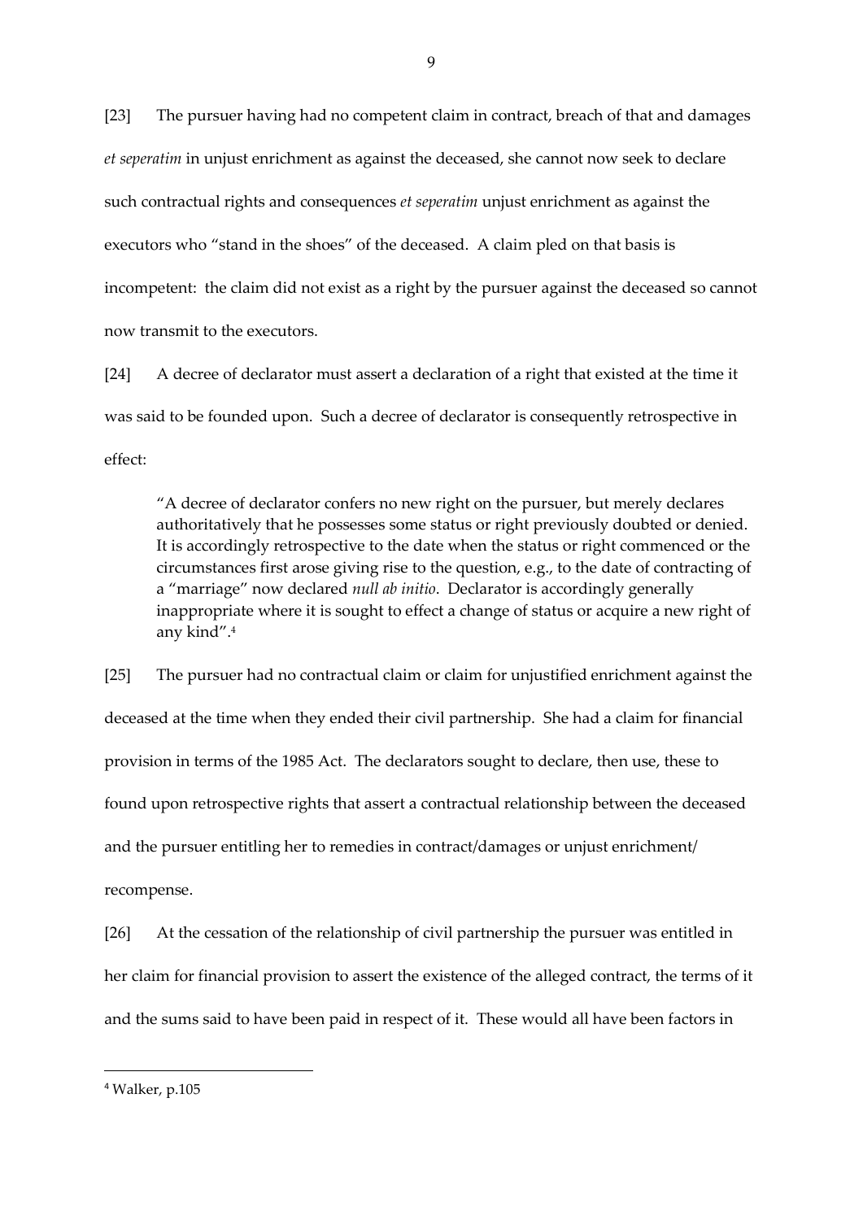[23] The pursuer having had no competent claim in contract, breach of that and damages *et seperatim* in unjust enrichment as against the deceased, she cannot now seek to declare such contractual rights and consequences *et seperatim* unjust enrichment as against the executors who "stand in the shoes" of the deceased. A claim pled on that basis is incompetent: the claim did not exist as a right by the pursuer against the deceased so cannot now transmit to the executors.

[24] A decree of declarator must assert a declaration of a right that existed at the time it was said to be founded upon. Such a decree of declarator is consequently retrospective in effect:

> "A decree of declarator confers no new right on the pursuer, but merely declares authoritatively that he possesses some status or right previously doubted or denied. It is accordingly retrospective to the date when the status or right commenced or the circumstances first arose giving rise to the question, e.g., to the date of contracting of a "marriage" now declared *null ab initio*. Declarator is accordingly generally inappropriate where it is sought to effect a change of status or acquire a new right of any kind".[4]

[25] The pursuer had no contractual claim or claim for unjustified enrichment against the deceased at the time when they ended their civil partnership. She had a claim for financial provision in terms of the 1985 Act. The declarators sought to declare, then use, these to found upon retrospective rights that assert a contractual relationship between the deceased and the pursuer entitling her to remedies in contract/damages or unjust enrichment/ recompense.

[26] At the cessation of the relationship of civil partnership the pursuer was entitled in her claim for financial provision to assert the existence of the alleged contract, the terms of it and the sums said to have been paid in respect of it. These would all have been factors in

---

[4] Walker, p.105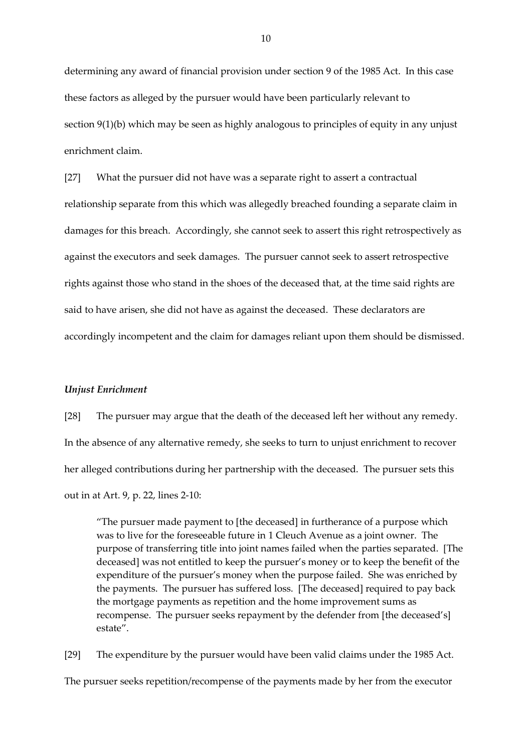determining any award of financial provision under section 9 of the 1985 Act. In this case these factors as alleged by the pursuer would have been particularly relevant to section 9(1)(b) which may be seen as highly analogous to principles of equity in any unjust enrichment claim.

[27] What the pursuer did not have was a separate right to assert a contractual relationship separate from this which was allegedly breached founding a separate claim in damages for this breach. Accordingly, she cannot seek to assert this right retrospectively as against the executors and seek damages. The pursuer cannot seek to assert retrospective rights against those who stand in the shoes of the deceased that, at the time said rights are said to have arisen, she did not have as against the deceased. These declarators are accordingly incompetent and the claim for damages reliant upon them should be dismissed.

***Unjust Enrichment***

[28] The pursuer may argue that the death of the deceased left her without any remedy. In the absence of any alternative remedy, she seeks to turn to unjust enrichment to recover her alleged contributions during her partnership with the deceased. The pursuer sets this out in at Art. 9, p. 22, lines 2-10:

> "The pursuer made payment to [the deceased] in furtherance of a purpose which was to live for the foreseeable future in 1 Cleuch Avenue as a joint owner. The purpose of transferring title into joint names failed when the parties separated. [The deceased] was not entitled to keep the pursuer's money or to keep the benefit of the expenditure of the pursuer's money when the purpose failed. She was enriched by the payments. The pursuer has suffered loss. [The deceased] required to pay back the mortgage payments as repetition and the home improvement sums as recompense. The pursuer seeks repayment by the defender from [the deceased's] estate".

[29] The expenditure by the pursuer would have been valid claims under the 1985 Act. The pursuer seeks repetition/recompense of the payments made by her from the executor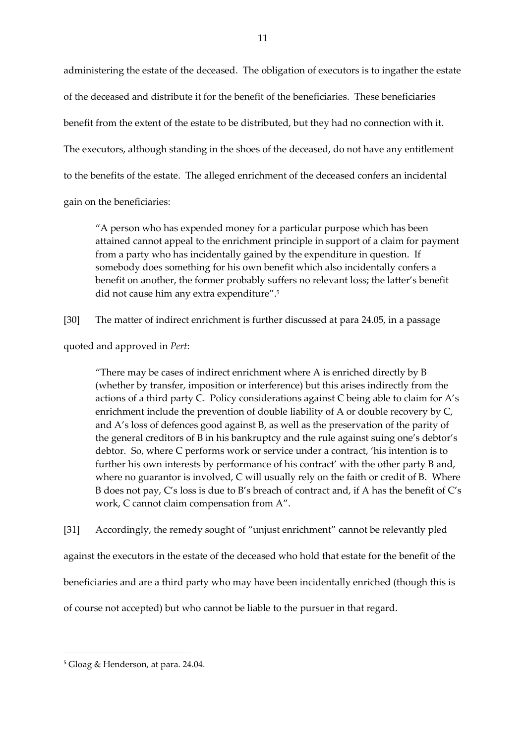administering the estate of the deceased. The obligation of executors is to ingather the estate of the deceased and distribute it for the benefit of the beneficiaries. These beneficiaries benefit from the extent of the estate to be distributed, but they had no connection with it. The executors, although standing in the shoes of the deceased, do not have any entitlement to the benefits of the estate. The alleged enrichment of the deceased confers an incidental gain on the beneficiaries:

> "A person who has expended money for a particular purpose which has been attained cannot appeal to the enrichment principle in support of a claim for payment from a party who has incidentally gained by the expenditure in question. If somebody does something for his own benefit which also incidentally confers a benefit on another, the former probably suffers no relevant loss; the latter's benefit did not cause him any extra expenditure".[5]

[30] The matter of indirect enrichment is further discussed at para 24.05, in a passage quoted and approved in *Pert*:

> "There may be cases of indirect enrichment where A is enriched directly by B (whether by transfer, imposition or interference) but this arises indirectly from the actions of a third party C. Policy considerations against C being able to claim for A's enrichment include the prevention of double liability of A or double recovery by C, and A's loss of defences good against B, as well as the preservation of the parity of the general creditors of B in his bankruptcy and the rule against suing one's debtor's debtor. So, where C performs work or service under a contract, 'his intention is to further his own interests by performance of his contract' with the other party B and, where no guarantor is involved, C will usually rely on the faith or credit of B. Where B does not pay, C's loss is due to B's breach of contract and, if A has the benefit of C's work, C cannot claim compensation from A".

[31] Accordingly, the remedy sought of "unjust enrichment" cannot be relevantly pled against the executors in the estate of the deceased who hold that estate for the benefit of the beneficiaries and are a third party who may have been incidentally enriched (though this is of course not accepted) but who cannot be liable to the pursuer in that regard.

---

[5] Gloag & Henderson, at para. 24.04.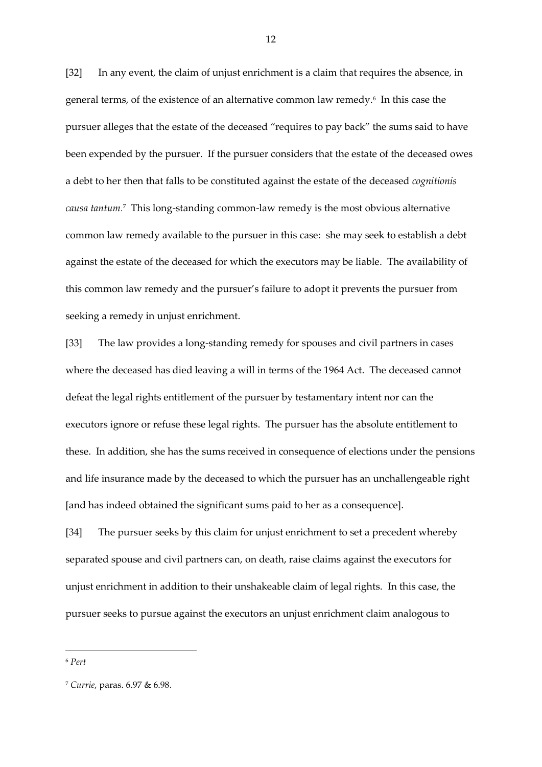[32] In any event, the claim of unjust enrichment is a claim that requires the absence, in general terms, of the existence of an alternative common law remedy.[6] In this case the pursuer alleges that the estate of the deceased "requires to pay back" the sums said to have been expended by the pursuer. If the pursuer considers that the estate of the deceased owes a debt to her then that falls to be constituted against the estate of the deceased *cognitionis causa tantum.*[7] This long-standing common-law remedy is the most obvious alternative common law remedy available to the pursuer in this case: she may seek to establish a debt against the estate of the deceased for which the executors may be liable. The availability of this common law remedy and the pursuer's failure to adopt it prevents the pursuer from seeking a remedy in unjust enrichment.

[33] The law provides a long-standing remedy for spouses and civil partners in cases where the deceased has died leaving a will in terms of the 1964 Act. The deceased cannot defeat the legal rights entitlement of the pursuer by testamentary intent nor can the executors ignore or refuse these legal rights. The pursuer has the absolute entitlement to these. In addition, she has the sums received in consequence of elections under the pensions and life insurance made by the deceased to which the pursuer has an unchallengeable right [and has indeed obtained the significant sums paid to her as a consequence].

[34] The pursuer seeks by this claim for unjust enrichment to set a precedent whereby separated spouse and civil partners can, on death, raise claims against the executors for unjust enrichment in addition to their unshakeable claim of legal rights. In this case, the pursuer seeks to pursue against the executors an unjust enrichment claim analogous to

---

[6] *Pert*

[7] *Currie*, paras. 6.97 & 6.98.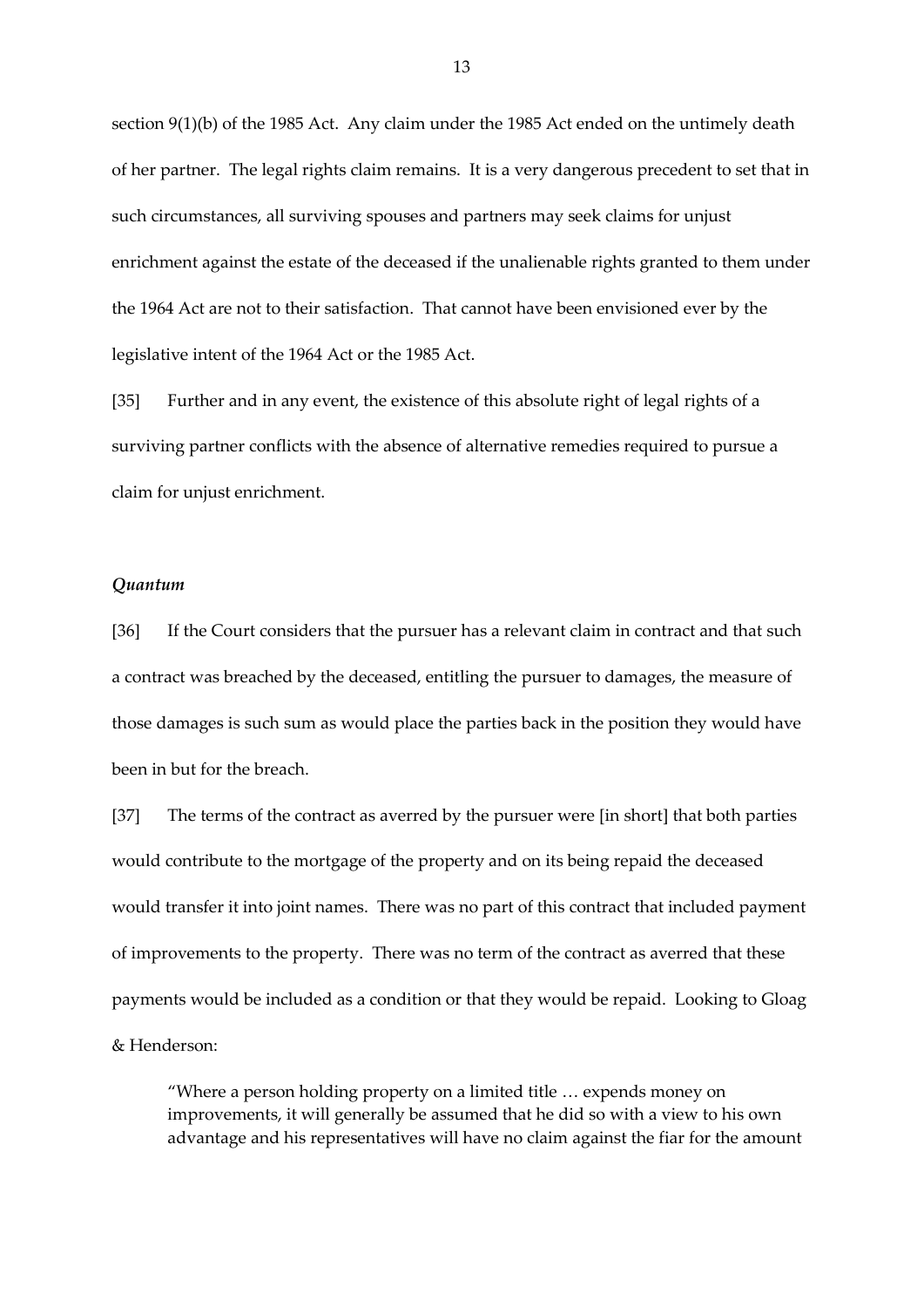section 9(1)(b) of the 1985 Act. Any claim under the 1985 Act ended on the untimely death of her partner. The legal rights claim remains. It is a very dangerous precedent to set that in such circumstances, all surviving spouses and partners may seek claims for unjust enrichment against the estate of the deceased if the unalienable rights granted to them under the 1964 Act are not to their satisfaction. That cannot have been envisioned ever by the legislative intent of the 1964 Act or the 1985 Act.

[35] Further and in any event, the existence of this absolute right of legal rights of a surviving partner conflicts with the absence of alternative remedies required to pursue a claim for unjust enrichment.

### *Quantum*

[36] If the Court considers that the pursuer has a relevant claim in contract and that such a contract was breached by the deceased, entitling the pursuer to damages, the measure of those damages is such sum as would place the parties back in the position they would have been in but for the breach.

[37] The terms of the contract as averred by the pursuer were [in short] that both parties would contribute to the mortgage of the property and on its being repaid the deceased would transfer it into joint names. There was no part of this contract that included payment of improvements to the property. There was no term of the contract as averred that these payments would be included as a condition or that they would be repaid. Looking to Gloag & Henderson:

> "Where a person holding property on a limited title … expends money on improvements, it will generally be assumed that he did so with a view to his own advantage and his representatives will have no claim against the fiar for the amount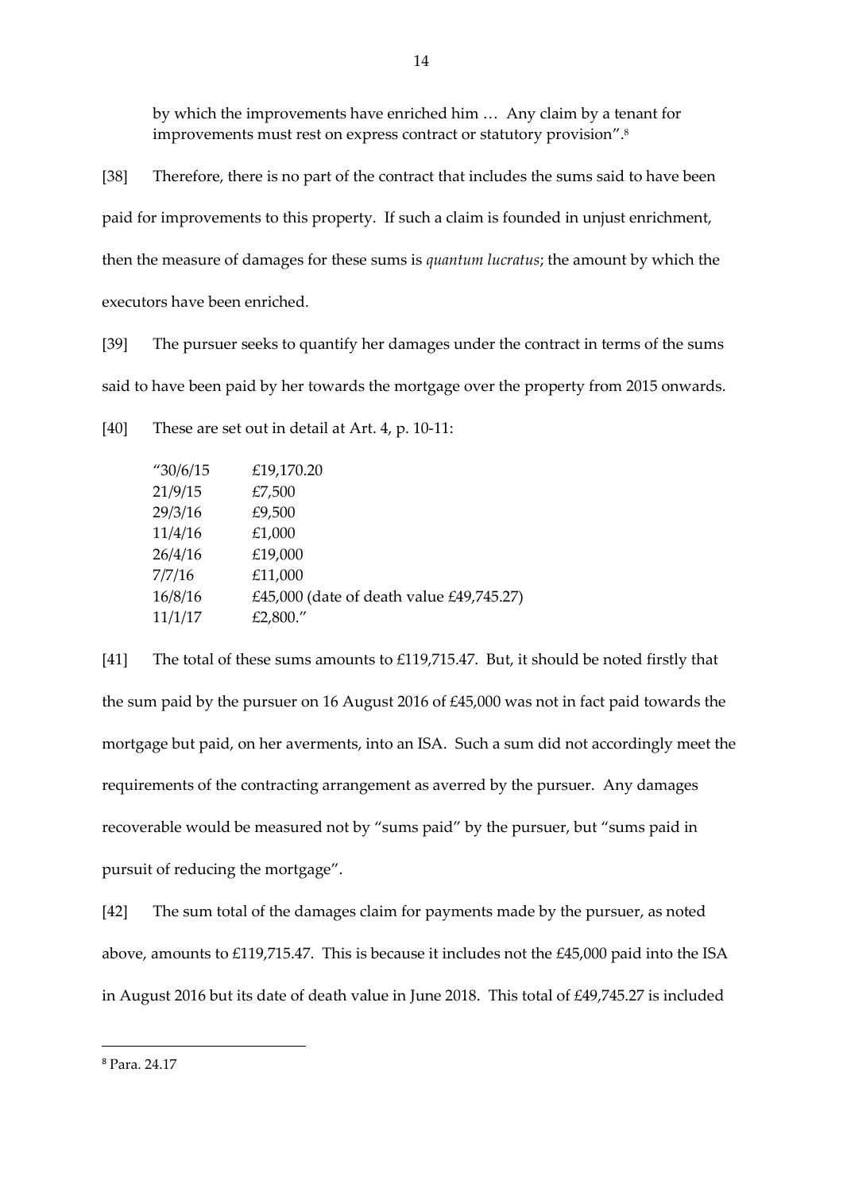by which the improvements have enriched him … Any claim by a tenant for improvements must rest on express contract or statutory provision".[8]

[38] Therefore, there is no part of the contract that includes the sums said to have been paid for improvements to this property. If such a claim is founded in unjust enrichment, then the measure of damages for these sums is *quantum lucratus*; the amount by which the executors have been enriched.

[39] The pursuer seeks to quantify her damages under the contract in terms of the sums said to have been paid by her towards the mortgage over the property from 2015 onwards.

[40] These are set out in detail at Art. 4, p. 10-11:

> "30/6/15 £19,170.20
> 21/9/15 £7,500
> 29/3/16 £9,500
> 11/4/16 £1,000
> 26/4/16 £19,000
> 7/7/16 £11,000
> 16/8/16 £45,000 (date of death value £49,745.27)
> 11/1/17 £2,800."

[41] The total of these sums amounts to £119,715.47. But, it should be noted firstly that the sum paid by the pursuer on 16 August 2016 of £45,000 was not in fact paid towards the mortgage but paid, on her averments, into an ISA. Such a sum did not accordingly meet the requirements of the contracting arrangement as averred by the pursuer. Any damages recoverable would be measured not by "sums paid" by the pursuer, but "sums paid in pursuit of reducing the mortgage".

[42] The sum total of the damages claim for payments made by the pursuer, as noted above, amounts to £119,715.47. This is because it includes not the £45,000 paid into the ISA in August 2016 but its date of death value in June 2018. This total of £49,745.27 is included

---

[8] Para. 24.17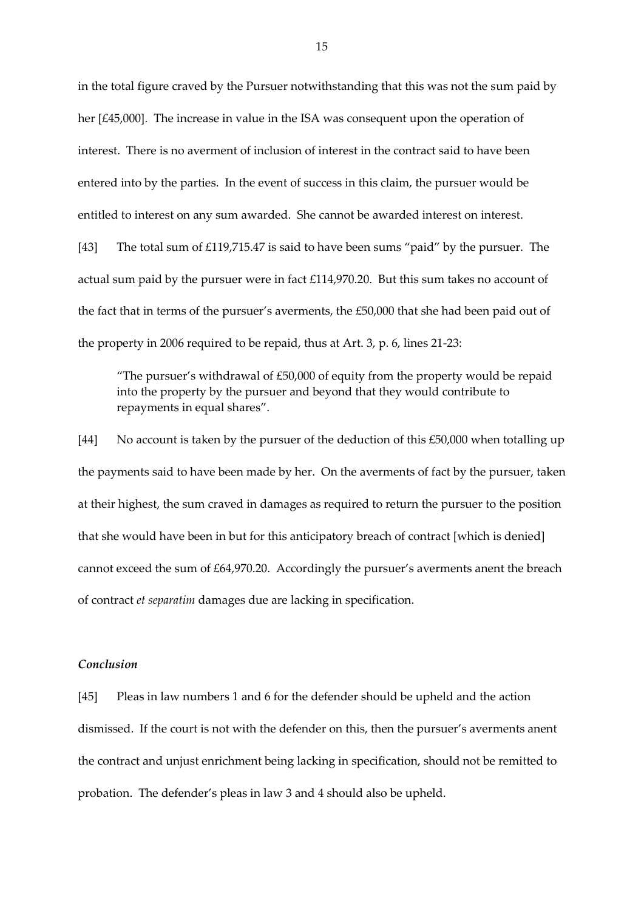in the total figure craved by the Pursuer notwithstanding that this was not the sum paid by her [£45,000]. The increase in value in the ISA was consequent upon the operation of interest. There is no averment of inclusion of interest in the contract said to have been entered into by the parties. In the event of success in this claim, the pursuer would be entitled to interest on any sum awarded. She cannot be awarded interest on interest.

[43] The total sum of £119,715.47 is said to have been sums "paid" by the pursuer. The actual sum paid by the pursuer were in fact £114,970.20. But this sum takes no account of the fact that in terms of the pursuer's averments, the £50,000 that she had been paid out of the property in 2006 required to be repaid, thus at Art. 3, p. 6, lines 21-23:

> "The pursuer's withdrawal of £50,000 of equity from the property would be repaid into the property by the pursuer and beyond that they would contribute to repayments in equal shares".

[44] No account is taken by the pursuer of the deduction of this £50,000 when totalling up the payments said to have been made by her. On the averments of fact by the pursuer, taken at their highest, the sum craved in damages as required to return the pursuer to the position that she would have been in but for this anticipatory breach of contract [which is denied] cannot exceed the sum of £64,970.20. Accordingly the pursuer's averments anent the breach of contract *et separatim* damages due are lacking in specification.

### *Conclusion*

[45] Pleas in law numbers 1 and 6 for the defender should be upheld and the action dismissed. If the court is not with the defender on this, then the pursuer's averments anent the contract and unjust enrichment being lacking in specification, should not be remitted to probation. The defender's pleas in law 3 and 4 should also be upheld.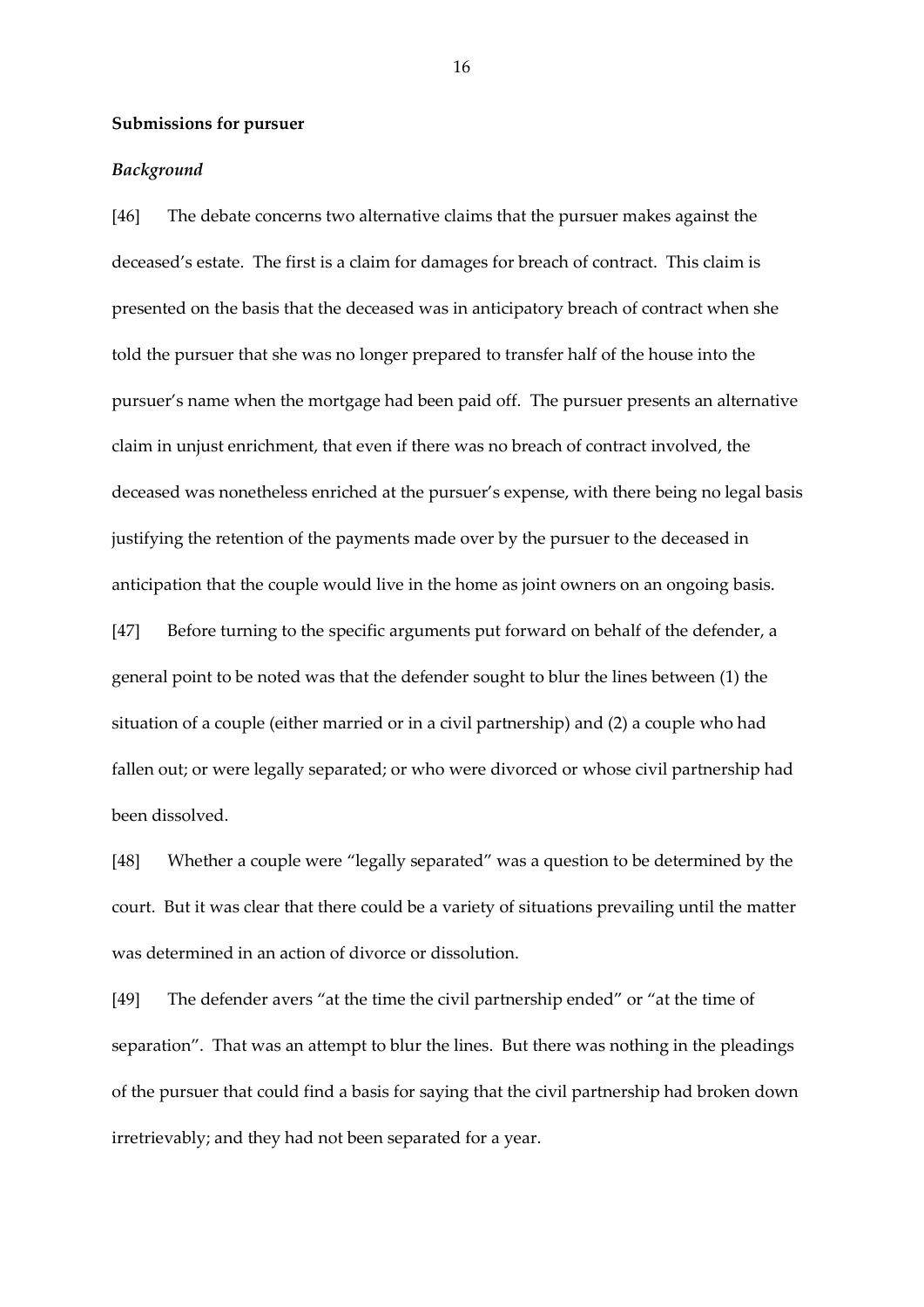**Submissions for pursuer**

***Background***

[46] The debate concerns two alternative claims that the pursuer makes against the deceased's estate. The first is a claim for damages for breach of contract. This claim is presented on the basis that the deceased was in anticipatory breach of contract when she told the pursuer that she was no longer prepared to transfer half of the house into the pursuer's name when the mortgage had been paid off. The pursuer presents an alternative claim in unjust enrichment, that even if there was no breach of contract involved, the deceased was nonetheless enriched at the pursuer's expense, with there being no legal basis justifying the retention of the payments made over by the pursuer to the deceased in anticipation that the couple would live in the home as joint owners on an ongoing basis.

[47] Before turning to the specific arguments put forward on behalf of the defender, a general point to be noted was that the defender sought to blur the lines between (1) the situation of a couple (either married or in a civil partnership) and (2) a couple who had fallen out; or were legally separated; or who were divorced or whose civil partnership had been dissolved.

[48] Whether a couple were "legally separated" was a question to be determined by the court. But it was clear that there could be a variety of situations prevailing until the matter was determined in an action of divorce or dissolution.

[49] The defender avers "at the time the civil partnership ended" or "at the time of separation". That was an attempt to blur the lines. But there was nothing in the pleadings of the pursuer that could find a basis for saying that the civil partnership had broken down irretrievably; and they had not been separated for a year.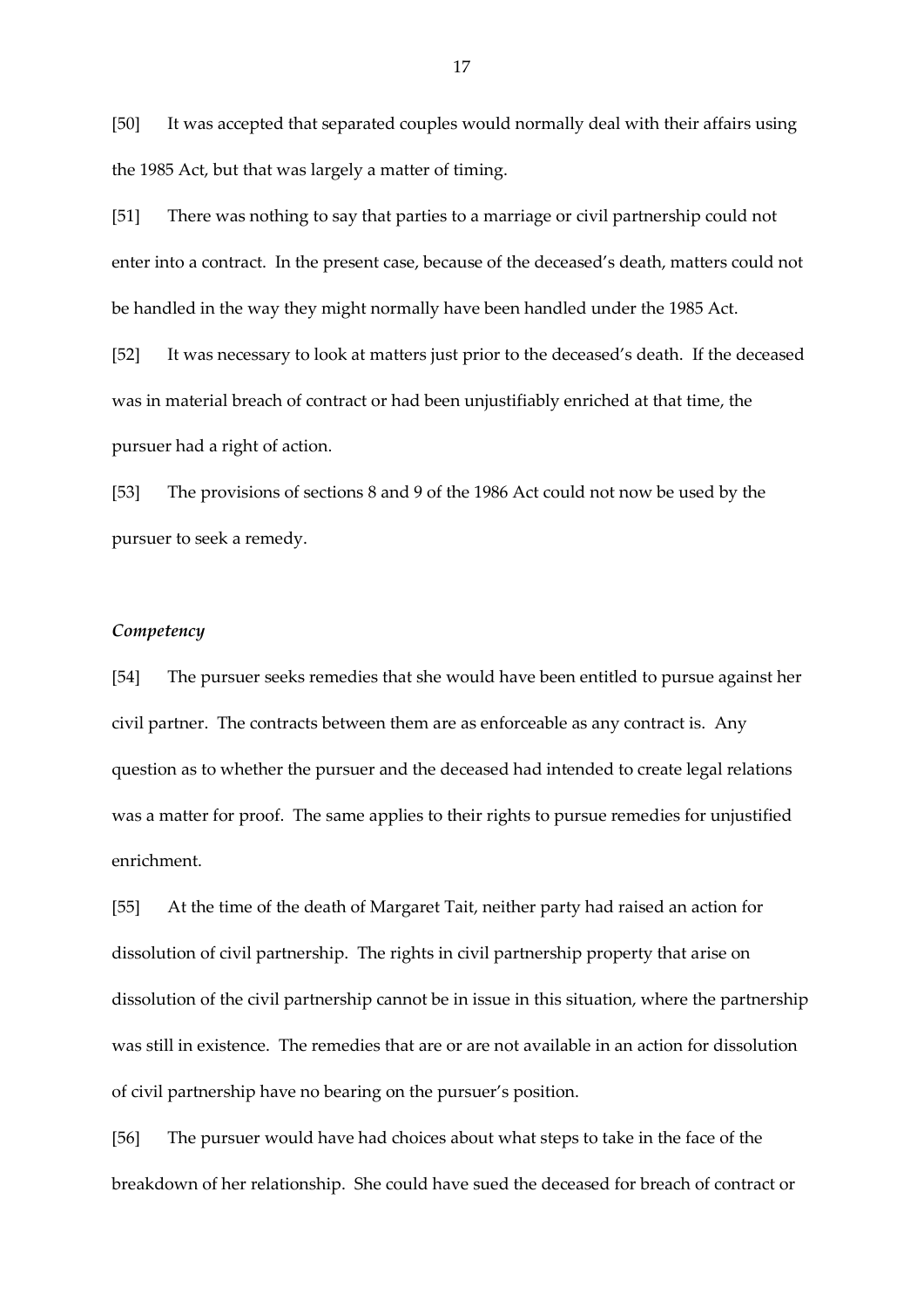[50] It was accepted that separated couples would normally deal with their affairs using the 1985 Act, but that was largely a matter of timing.

[51] There was nothing to say that parties to a marriage or civil partnership could not enter into a contract. In the present case, because of the deceased's death, matters could not be handled in the way they might normally have been handled under the 1985 Act.

[52] It was necessary to look at matters just prior to the deceased's death. If the deceased was in material breach of contract or had been unjustifiably enriched at that time, the pursuer had a right of action.

[53] The provisions of sections 8 and 9 of the 1986 Act could not now be used by the pursuer to seek a remedy.

### *Competency*

[54] The pursuer seeks remedies that she would have been entitled to pursue against her civil partner. The contracts between them are as enforceable as any contract is. Any question as to whether the pursuer and the deceased had intended to create legal relations was a matter for proof. The same applies to their rights to pursue remedies for unjustified enrichment.

[55] At the time of the death of Margaret Tait, neither party had raised an action for dissolution of civil partnership. The rights in civil partnership property that arise on dissolution of the civil partnership cannot be in issue in this situation, where the partnership was still in existence. The remedies that are or are not available in an action for dissolution of civil partnership have no bearing on the pursuer's position.

[56] The pursuer would have had choices about what steps to take in the face of the breakdown of her relationship. She could have sued the deceased for breach of contract or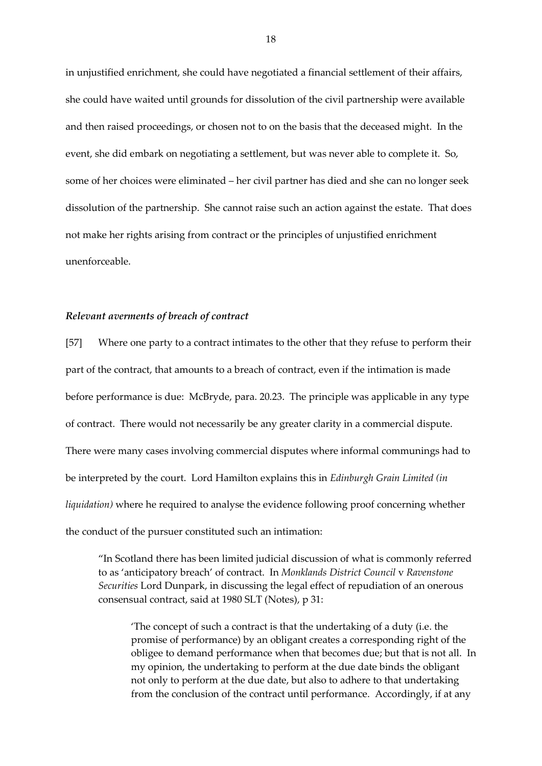in unjustified enrichment, she could have negotiated a financial settlement of their affairs, she could have waited until grounds for dissolution of the civil partnership were available and then raised proceedings, or chosen not to on the basis that the deceased might. In the event, she did embark on negotiating a settlement, but was never able to complete it. So, some of her choices were eliminated – her civil partner has died and she can no longer seek dissolution of the partnership. She cannot raise such an action against the estate. That does not make her rights arising from contract or the principles of unjustified enrichment unenforceable.

### *Relevant averments of breach of contract*

[57] Where one party to a contract intimates to the other that they refuse to perform their part of the contract, that amounts to a breach of contract, even if the intimation is made before performance is due: McBryde, para. 20.23. The principle was applicable in any type of contract. There would not necessarily be any greater clarity in a commercial dispute. There were many cases involving commercial disputes where informal communings had to be interpreted by the court. Lord Hamilton explains this in *Edinburgh Grain Limited (in liquidation)* where he required to analyse the evidence following proof concerning whether the conduct of the pursuer constituted such an intimation:

> "In Scotland there has been limited judicial discussion of what is commonly referred to as 'anticipatory breach' of contract. In *Monklands District Council* v *Ravenstone Securities* Lord Dunpark, in discussing the legal effect of repudiation of an onerous consensual contract, said at 1980 SLT (Notes), p 31:
>
> > 'The concept of such a contract is that the undertaking of a duty (i.e. the promise of performance) by an obligant creates a corresponding right of the obligee to demand performance when that becomes due; but that is not all. In my opinion, the undertaking to perform at the due date binds the obligant not only to perform at the due date, but also to adhere to that undertaking from the conclusion of the contract until performance. Accordingly, if at any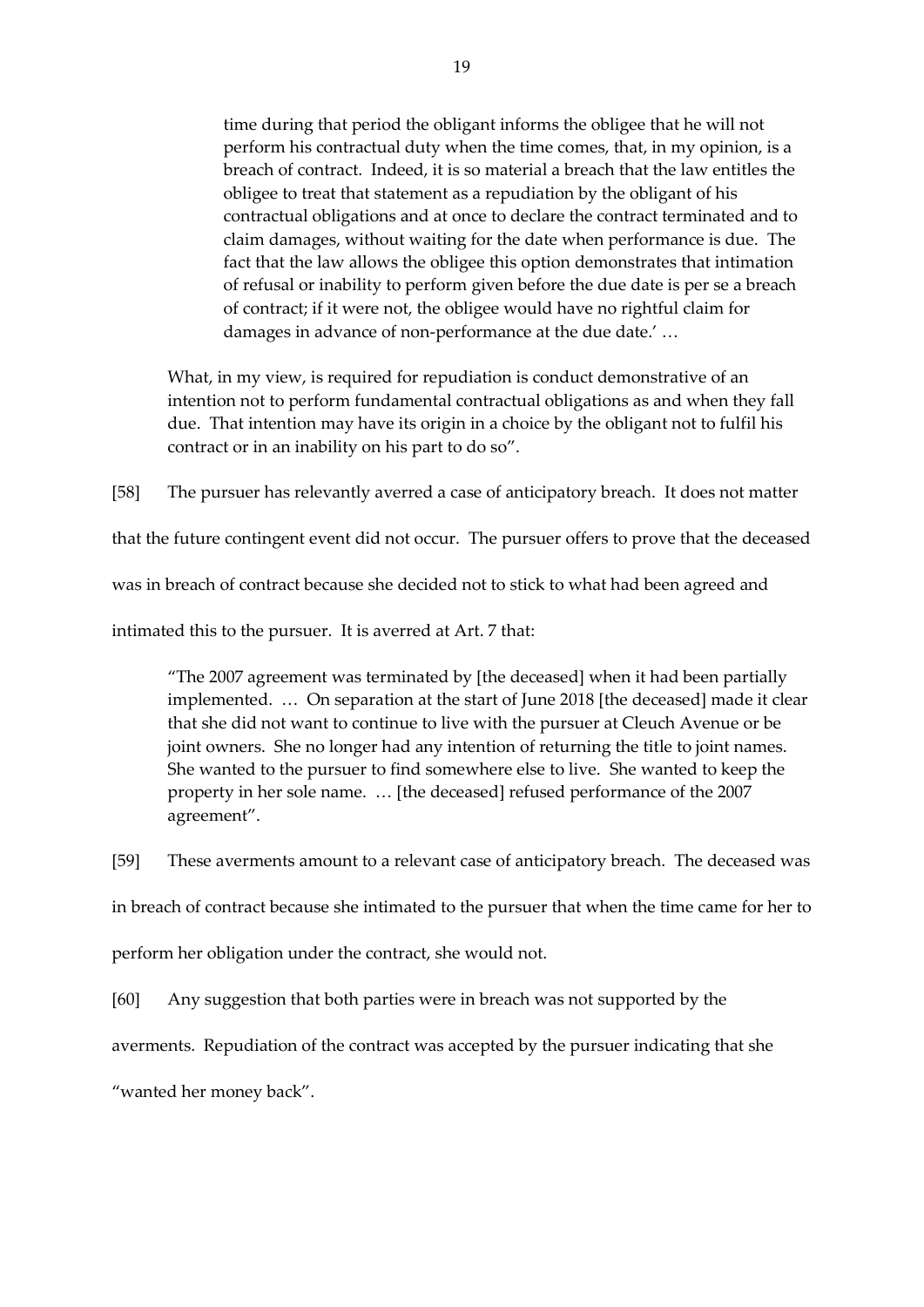> time during that period the obligant informs the obligee that he will not perform his contractual duty when the time comes, that, in my opinion, is a breach of contract. Indeed, it is so material a breach that the law entitles the obligee to treat that statement as a repudiation by the obligant of his contractual obligations and at once to declare the contract terminated and to claim damages, without waiting for the date when performance is due. The fact that the law allows the obligee this option demonstrates that intimation of refusal or inability to perform given before the due date is per se a breach of contract; if it were not, the obligee would have no rightful claim for damages in advance of non-performance at the due date.' …
>
> What, in my view, is required for repudiation is conduct demonstrative of an intention not to perform fundamental contractual obligations as and when they fall due. That intention may have its origin in a choice by the obligant not to fulfil his contract or in an inability on his part to do so".

[58] The pursuer has relevantly averred a case of anticipatory breach. It does not matter that the future contingent event did not occur. The pursuer offers to prove that the deceased was in breach of contract because she decided not to stick to what had been agreed and intimated this to the pursuer. It is averred at Art. 7 that:

> "The 2007 agreement was terminated by [the deceased] when it had been partially implemented. … On separation at the start of June 2018 [the deceased] made it clear that she did not want to continue to live with the pursuer at Cleuch Avenue or be joint owners. She no longer had any intention of returning the title to joint names. She wanted to the pursuer to find somewhere else to live. She wanted to keep the property in her sole name. … [the deceased] refused performance of the 2007 agreement".

[59] These averments amount to a relevant case of anticipatory breach. The deceased was in breach of contract because she intimated to the pursuer that when the time came for her to perform her obligation under the contract, she would not.

[60] Any suggestion that both parties were in breach was not supported by the averments. Repudiation of the contract was accepted by the pursuer indicating that she "wanted her money back".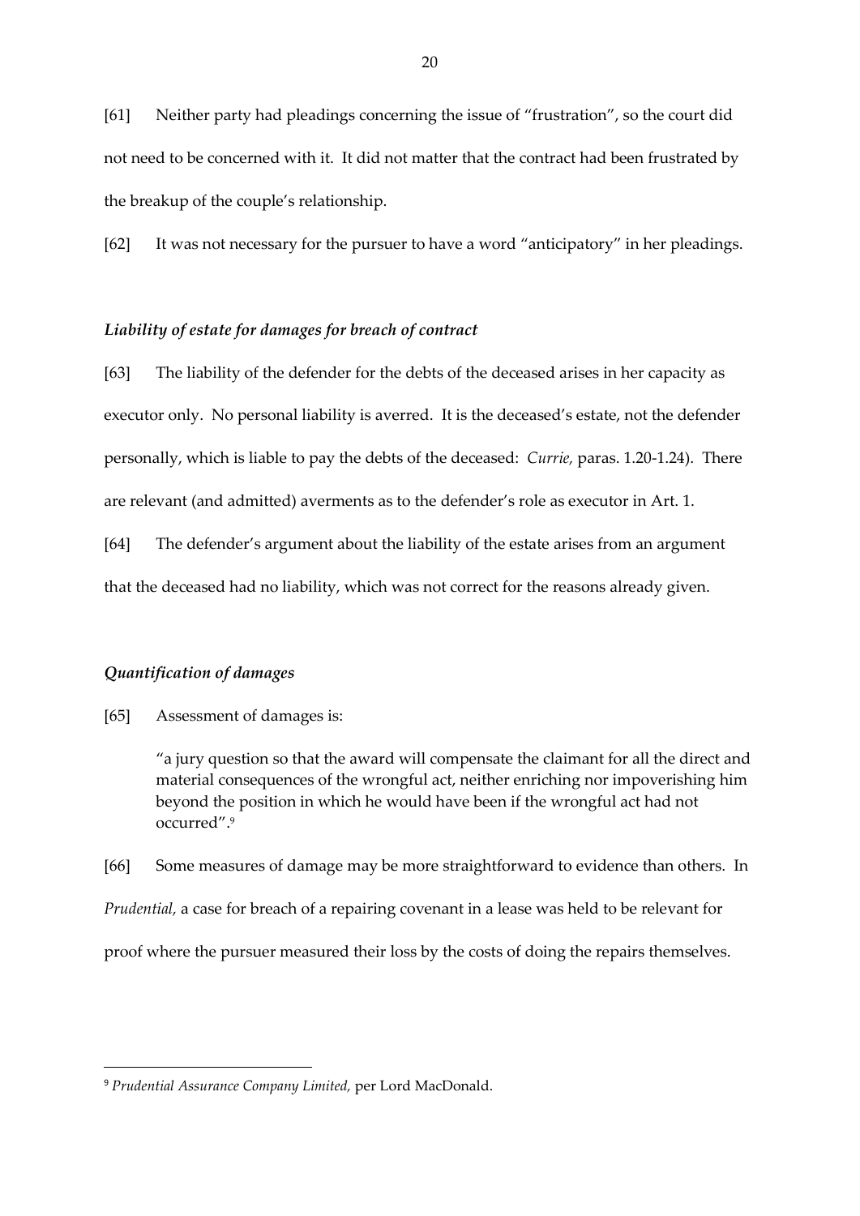[61] Neither party had pleadings concerning the issue of "frustration", so the court did not need to be concerned with it. It did not matter that the contract had been frustrated by the breakup of the couple's relationship.

[62] It was not necessary for the pursuer to have a word "anticipatory" in her pleadings.

### *Liability of estate for damages for breach of contract*

[63] The liability of the defender for the debts of the deceased arises in her capacity as executor only. No personal liability is averred. It is the deceased's estate, not the defender personally, which is liable to pay the debts of the deceased: *Currie,* paras. 1.20-1.24). There are relevant (and admitted) averments as to the defender's role as executor in Art. 1.

[64] The defender's argument about the liability of the estate arises from an argument that the deceased had no liability, which was not correct for the reasons already given.

### *Quantification of damages*

[65] Assessment of damages is:

> "a jury question so that the award will compensate the claimant for all the direct and material consequences of the wrongful act, neither enriching nor impoverishing him beyond the position in which he would have been if the wrongful act had not occurred".[9]

[66] Some measures of damage may be more straightforward to evidence than others. In *Prudential,* a case for breach of a repairing covenant in a lease was held to be relevant for proof where the pursuer measured their loss by the costs of doing the repairs themselves.

---

[9] *Prudential Assurance Company Limited,* per Lord MacDonald.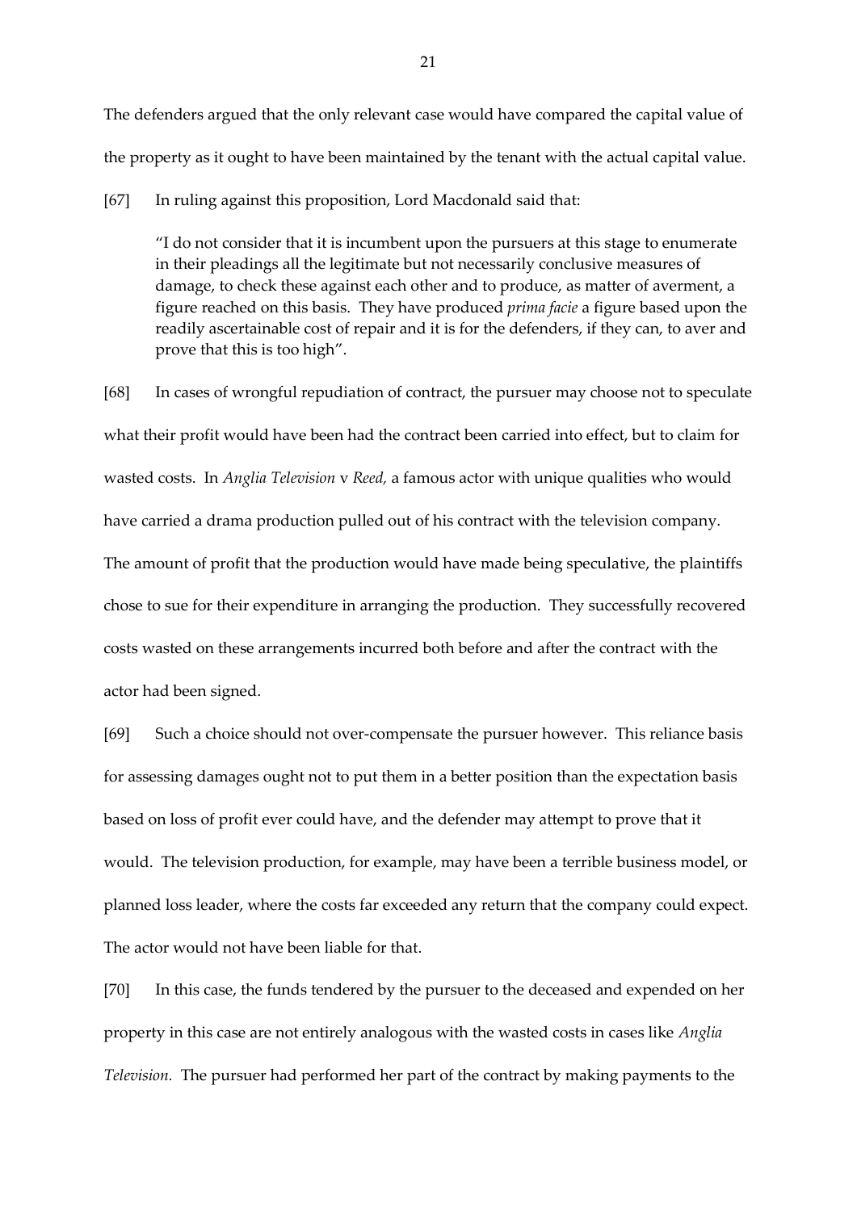The defenders argued that the only relevant case would have compared the capital value of the property as it ought to have been maintained by the tenant with the actual capital value.

[67] In ruling against this proposition, Lord Macdonald said that:

> "I do not consider that it is incumbent upon the pursuers at this stage to enumerate in their pleadings all the legitimate but not necessarily conclusive measures of damage, to check these against each other and to produce, as matter of averment, a figure reached on this basis. They have produced *prima facie* a figure based upon the readily ascertainable cost of repair and it is for the defenders, if they can, to aver and prove that this is too high".

[68] In cases of wrongful repudiation of contract, the pursuer may choose not to speculate what their profit would have been had the contract been carried into effect, but to claim for wasted costs. In *Anglia Television* v *Reed,* a famous actor with unique qualities who would have carried a drama production pulled out of his contract with the television company. The amount of profit that the production would have made being speculative, the plaintiffs chose to sue for their expenditure in arranging the production. They successfully recovered costs wasted on these arrangements incurred both before and after the contract with the actor had been signed.

[69] Such a choice should not over-compensate the pursuer however. This reliance basis for assessing damages ought not to put them in a better position than the expectation basis based on loss of profit ever could have, and the defender may attempt to prove that it would. The television production, for example, may have been a terrible business model, or planned loss leader, where the costs far exceeded any return that the company could expect. The actor would not have been liable for that.

[70] In this case, the funds tendered by the pursuer to the deceased and expended on her property in this case are not entirely analogous with the wasted costs in cases like *Anglia Television.* The pursuer had performed her part of the contract by making payments to the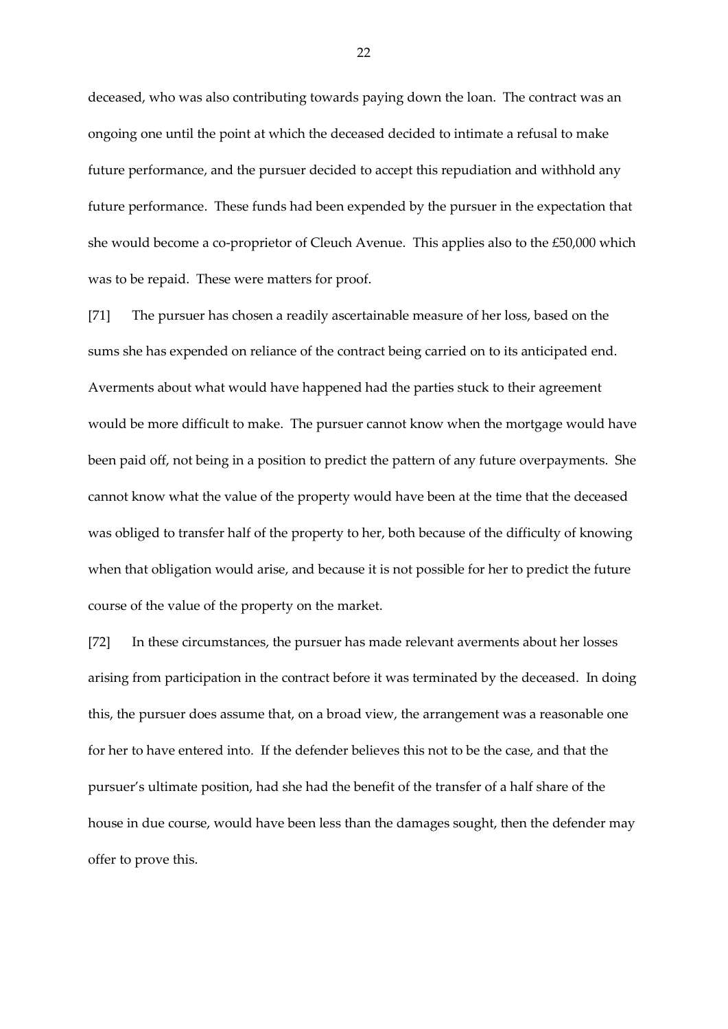deceased, who was also contributing towards paying down the loan. The contract was an ongoing one until the point at which the deceased decided to intimate a refusal to make future performance, and the pursuer decided to accept this repudiation and withhold any future performance. These funds had been expended by the pursuer in the expectation that she would become a co-proprietor of Cleuch Avenue. This applies also to the £50,000 which was to be repaid. These were matters for proof.

[71] The pursuer has chosen a readily ascertainable measure of her loss, based on the sums she has expended on reliance of the contract being carried on to its anticipated end. Averments about what would have happened had the parties stuck to their agreement would be more difficult to make. The pursuer cannot know when the mortgage would have been paid off, not being in a position to predict the pattern of any future overpayments. She cannot know what the value of the property would have been at the time that the deceased was obliged to transfer half of the property to her, both because of the difficulty of knowing when that obligation would arise, and because it is not possible for her to predict the future course of the value of the property on the market.

[72] In these circumstances, the pursuer has made relevant averments about her losses arising from participation in the contract before it was terminated by the deceased. In doing this, the pursuer does assume that, on a broad view, the arrangement was a reasonable one for her to have entered into. If the defender believes this not to be the case, and that the pursuer's ultimate position, had she had the benefit of the transfer of a half share of the house in due course, would have been less than the damages sought, then the defender may offer to prove this.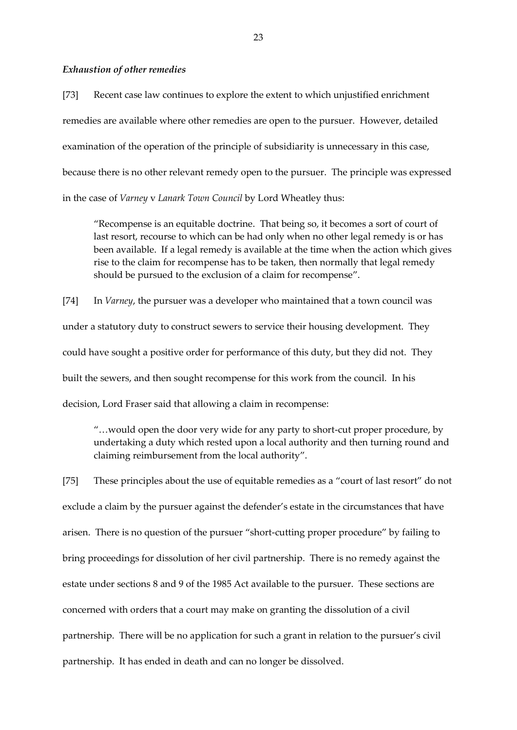*Exhaustion of other remedies*

[73] Recent case law continues to explore the extent to which unjustified enrichment remedies are available where other remedies are open to the pursuer. However, detailed examination of the operation of the principle of subsidiarity is unnecessary in this case, because there is no other relevant remedy open to the pursuer. The principle was expressed in the case of *Varney* v *Lanark Town Council* by Lord Wheatley thus:

> "Recompense is an equitable doctrine. That being so, it becomes a sort of court of last resort, recourse to which can be had only when no other legal remedy is or has been available. If a legal remedy is available at the time when the action which gives rise to the claim for recompense has to be taken, then normally that legal remedy should be pursued to the exclusion of a claim for recompense".

[74] In *Varney*, the pursuer was a developer who maintained that a town council was under a statutory duty to construct sewers to service their housing development. They could have sought a positive order for performance of this duty, but they did not. They built the sewers, and then sought recompense for this work from the council. In his decision, Lord Fraser said that allowing a claim in recompense:

> "…would open the door very wide for any party to short-cut proper procedure, by undertaking a duty which rested upon a local authority and then turning round and claiming reimbursement from the local authority".

[75] These principles about the use of equitable remedies as a "court of last resort" do not exclude a claim by the pursuer against the defender's estate in the circumstances that have arisen. There is no question of the pursuer "short-cutting proper procedure" by failing to bring proceedings for dissolution of her civil partnership. There is no remedy against the estate under sections 8 and 9 of the 1985 Act available to the pursuer. These sections are concerned with orders that a court may make on granting the dissolution of a civil partnership. There will be no application for such a grant in relation to the pursuer's civil partnership. It has ended in death and can no longer be dissolved.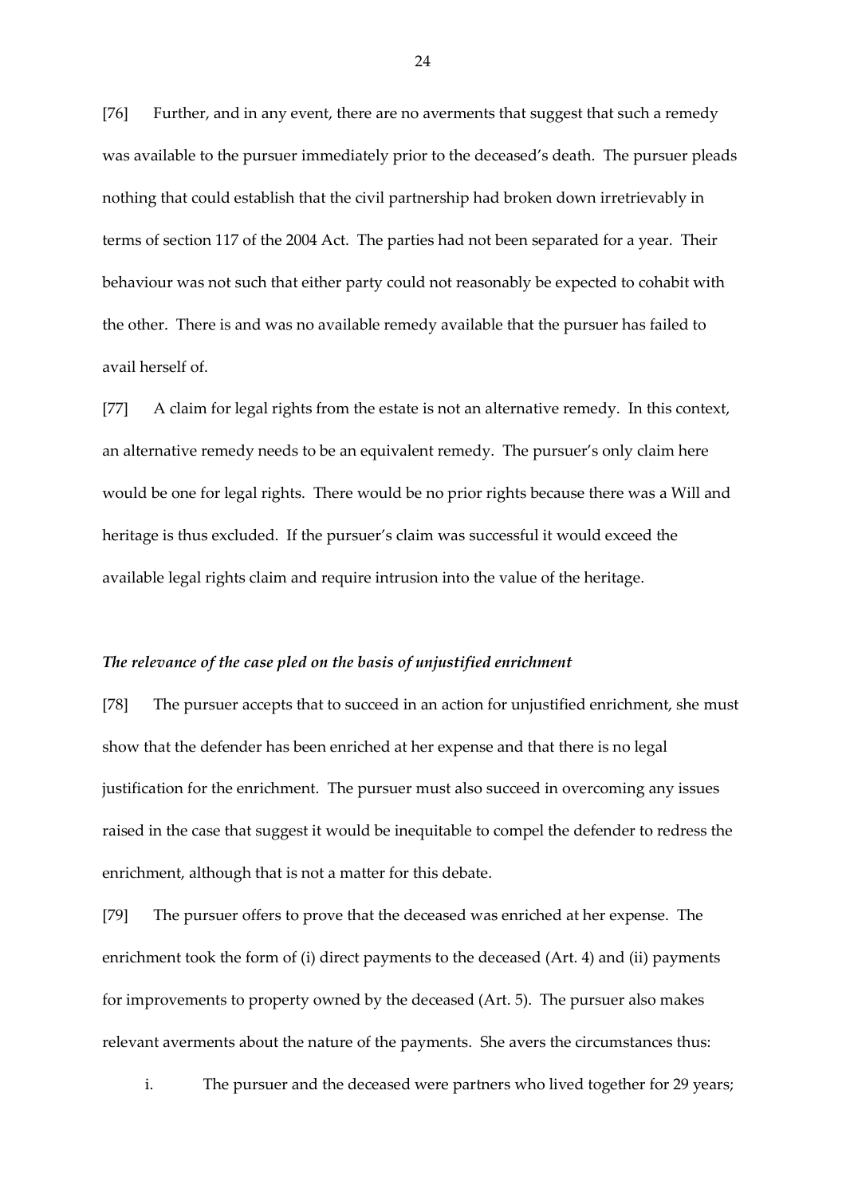[76] Further, and in any event, there are no averments that suggest that such a remedy was available to the pursuer immediately prior to the deceased's death. The pursuer pleads nothing that could establish that the civil partnership had broken down irretrievably in terms of section 117 of the 2004 Act. The parties had not been separated for a year. Their behaviour was not such that either party could not reasonably be expected to cohabit with the other. There is and was no available remedy available that the pursuer has failed to avail herself of.

[77] A claim for legal rights from the estate is not an alternative remedy. In this context, an alternative remedy needs to be an equivalent remedy. The pursuer's only claim here would be one for legal rights. There would be no prior rights because there was a Will and heritage is thus excluded. If the pursuer's claim was successful it would exceed the available legal rights claim and require intrusion into the value of the heritage.

***The relevance of the case pled on the basis of unjustified enrichment***

[78] The pursuer accepts that to succeed in an action for unjustified enrichment, she must show that the defender has been enriched at her expense and that there is no legal justification for the enrichment. The pursuer must also succeed in overcoming any issues raised in the case that suggest it would be inequitable to compel the defender to redress the enrichment, although that is not a matter for this debate.

[79] The pursuer offers to prove that the deceased was enriched at her expense. The enrichment took the form of (i) direct payments to the deceased (Art. 4) and (ii) payments for improvements to property owned by the deceased (Art. 5). The pursuer also makes relevant averments about the nature of the payments. She avers the circumstances thus:

i. The pursuer and the deceased were partners who lived together for 29 years;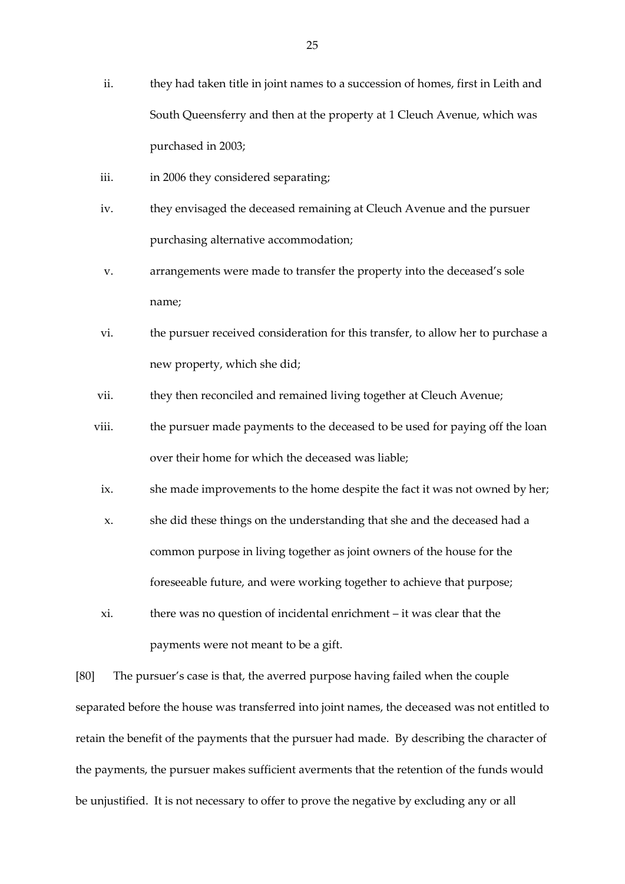ii. they had taken title in joint names to a succession of homes, first in Leith and South Queensferry and then at the property at 1 Cleuch Avenue, which was purchased in 2003;

iii. in 2006 they considered separating;

iv. they envisaged the deceased remaining at Cleuch Avenue and the pursuer purchasing alternative accommodation;

v. arrangements were made to transfer the property into the deceased's sole name;

vi. the pursuer received consideration for this transfer, to allow her to purchase a new property, which she did;

vii. they then reconciled and remained living together at Cleuch Avenue;

viii. the pursuer made payments to the deceased to be used for paying off the loan over their home for which the deceased was liable;

ix. she made improvements to the home despite the fact it was not owned by her;

x. she did these things on the understanding that she and the deceased had a common purpose in living together as joint owners of the house for the foreseeable future, and were working together to achieve that purpose;

xi. there was no question of incidental enrichment – it was clear that the payments were not meant to be a gift.

[80] The pursuer's case is that, the averred purpose having failed when the couple separated before the house was transferred into joint names, the deceased was not entitled to retain the benefit of the payments that the pursuer had made. By describing the character of the payments, the pursuer makes sufficient averments that the retention of the funds would be unjustified. It is not necessary to offer to prove the negative by excluding any or all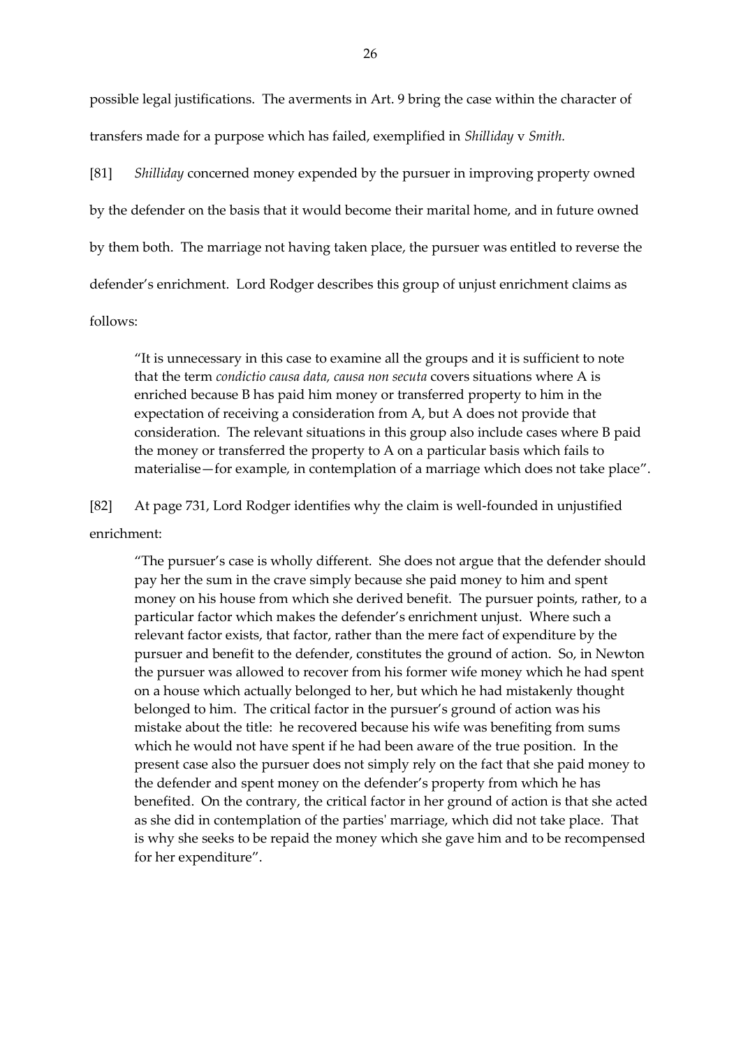possible legal justifications. The averments in Art. 9 bring the case within the character of transfers made for a purpose which has failed, exemplified in *Shilliday* v *Smith.*

[81] *Shilliday* concerned money expended by the pursuer in improving property owned by the defender on the basis that it would become their marital home, and in future owned by them both. The marriage not having taken place, the pursuer was entitled to reverse the defender's enrichment. Lord Rodger describes this group of unjust enrichment claims as follows:

> "It is unnecessary in this case to examine all the groups and it is sufficient to note that the term *condictio causa data, causa non secuta* covers situations where A is enriched because B has paid him money or transferred property to him in the expectation of receiving a consideration from A, but A does not provide that consideration. The relevant situations in this group also include cases where B paid the money or transferred the property to A on a particular basis which fails to materialise—for example, in contemplation of a marriage which does not take place".

[82] At page 731, Lord Rodger identifies why the claim is well-founded in unjustified enrichment:

> "The pursuer's case is wholly different. She does not argue that the defender should pay her the sum in the crave simply because she paid money to him and spent money on his house from which she derived benefit. The pursuer points, rather, to a particular factor which makes the defender's enrichment unjust. Where such a relevant factor exists, that factor, rather than the mere fact of expenditure by the pursuer and benefit to the defender, constitutes the ground of action. So, in Newton the pursuer was allowed to recover from his former wife money which he had spent on a house which actually belonged to her, but which he had mistakenly thought belonged to him. The critical factor in the pursuer's ground of action was his mistake about the title: he recovered because his wife was benefiting from sums which he would not have spent if he had been aware of the true position. In the present case also the pursuer does not simply rely on the fact that she paid money to the defender and spent money on the defender's property from which he has benefited. On the contrary, the critical factor in her ground of action is that she acted as she did in contemplation of the parties' marriage, which did not take place. That is why she seeks to be repaid the money which she gave him and to be recompensed for her expenditure".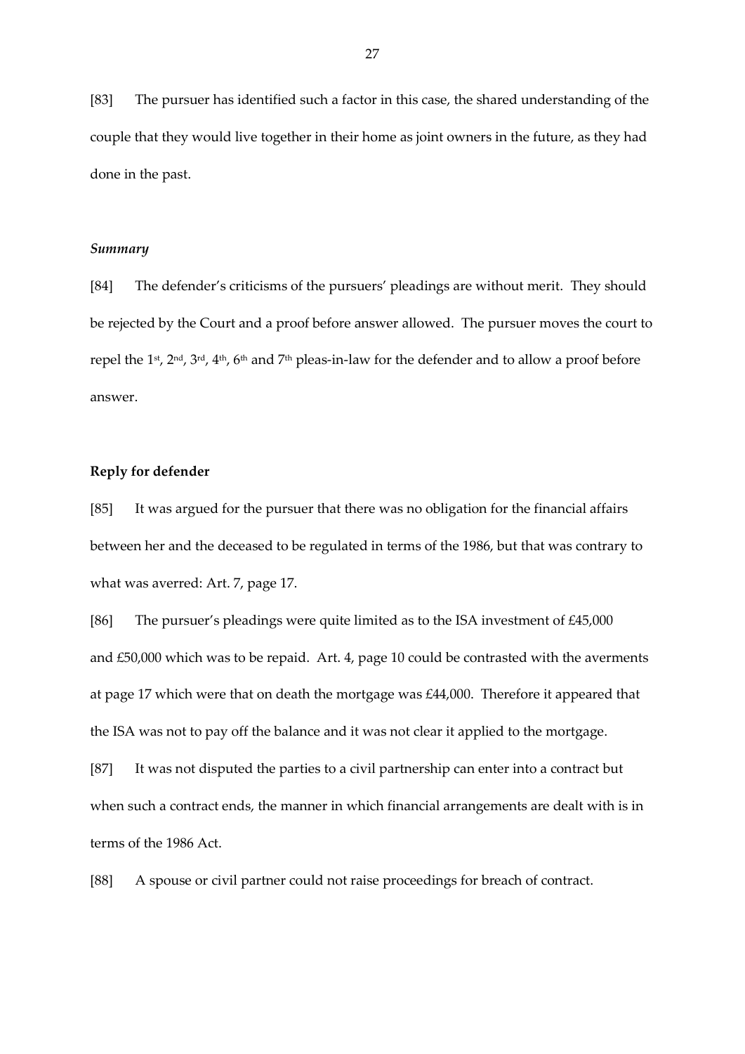[83] The pursuer has identified such a factor in this case, the shared understanding of the couple that they would live together in their home as joint owners in the future, as they had done in the past.

### *Summary*

[84] The defender's criticisms of the pursuers' pleadings are without merit. They should be rejected by the Court and a proof before answer allowed. The pursuer moves the court to repel the 1st, 2nd, 3rd, 4th, 6th and 7th pleas-in-law for the defender and to allow a proof before answer.

### **Reply for defender**

[85] It was argued for the pursuer that there was no obligation for the financial affairs between her and the deceased to be regulated in terms of the 1986, but that was contrary to what was averred: Art. 7, page 17.

[86] The pursuer's pleadings were quite limited as to the ISA investment of £45,000 and £50,000 which was to be repaid. Art. 4, page 10 could be contrasted with the averments at page 17 which were that on death the mortgage was £44,000. Therefore it appeared that the ISA was not to pay off the balance and it was not clear it applied to the mortgage.

[87] It was not disputed the parties to a civil partnership can enter into a contract but when such a contract ends, the manner in which financial arrangements are dealt with is in terms of the 1986 Act.

[88] A spouse or civil partner could not raise proceedings for breach of contract.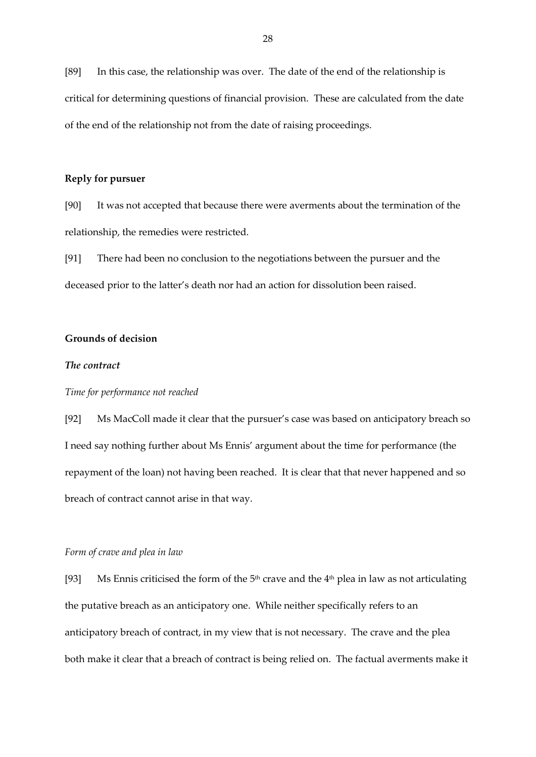[89] In this case, the relationship was over. The date of the end of the relationship is critical for determining questions of financial provision. These are calculated from the date of the end of the relationship not from the date of raising proceedings.

**Reply for pursuer**

[90] It was not accepted that because there were averments about the termination of the relationship, the remedies were restricted.

[91] There had been no conclusion to the negotiations between the pursuer and the deceased prior to the latter's death nor had an action for dissolution been raised.

**Grounds of decision**

***The contract***

*Time for performance not reached*

[92] Ms MacColl made it clear that the pursuer's case was based on anticipatory breach so I need say nothing further about Ms Ennis' argument about the time for performance (the repayment of the loan) not having been reached. It is clear that that never happened and so breach of contract cannot arise in that way.

*Form of crave and plea in law*

[93] Ms Ennis criticised the form of the 5th crave and the 4th plea in law as not articulating the putative breach as an anticipatory one. While neither specifically refers to an anticipatory breach of contract, in my view that is not necessary. The crave and the plea both make it clear that a breach of contract is being relied on. The factual averments make it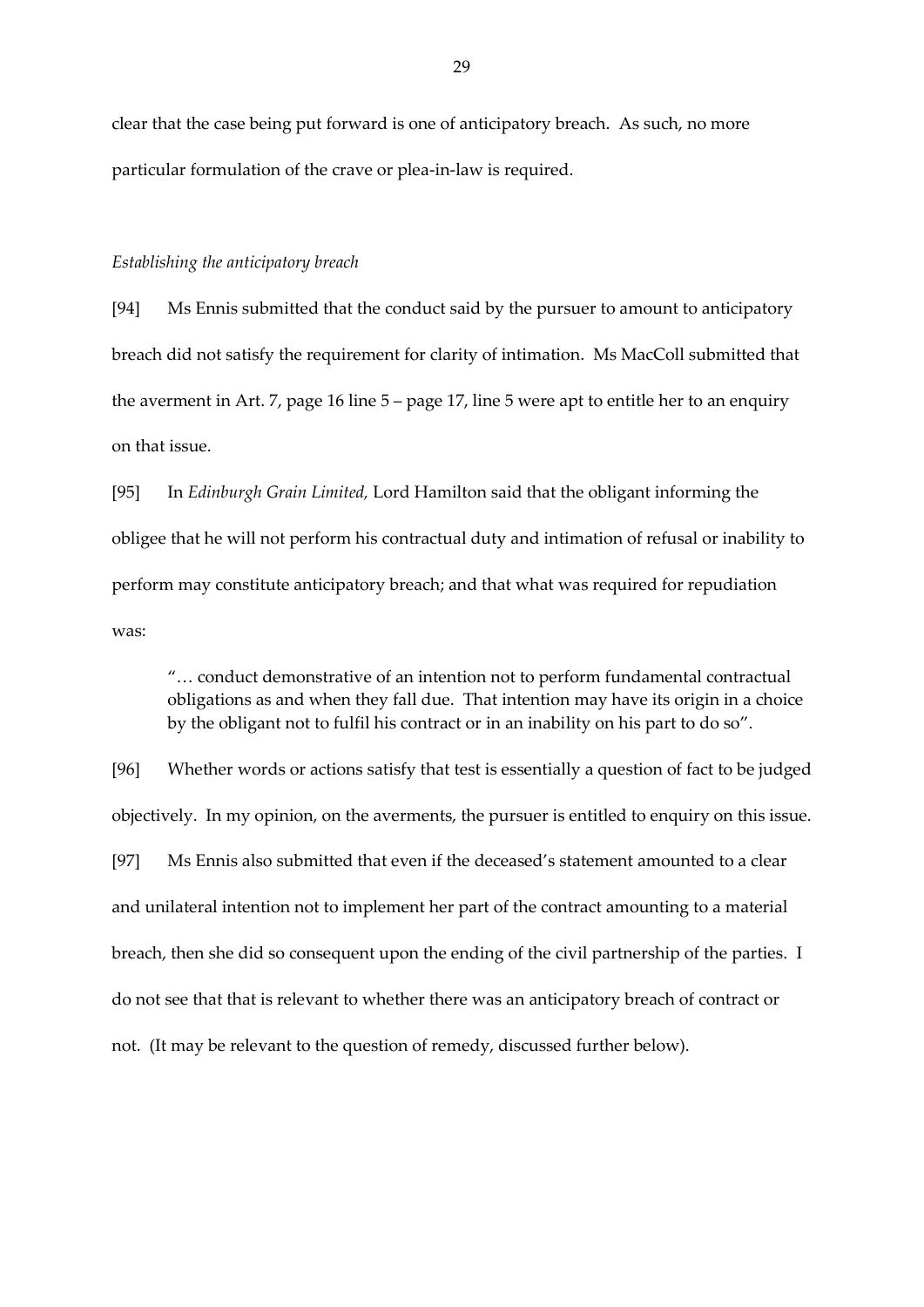clear that the case being put forward is one of anticipatory breach. As such, no more particular formulation of the crave or plea-in-law is required.

*Establishing the anticipatory breach*

[94] Ms Ennis submitted that the conduct said by the pursuer to amount to anticipatory breach did not satisfy the requirement for clarity of intimation. Ms MacColl submitted that the averment in Art. 7, page 16 line 5 – page 17, line 5 were apt to entitle her to an enquiry on that issue.

[95] In *Edinburgh Grain Limited,* Lord Hamilton said that the obligant informing the obligee that he will not perform his contractual duty and intimation of refusal or inability to perform may constitute anticipatory breach; and that what was required for repudiation was:

> "… conduct demonstrative of an intention not to perform fundamental contractual obligations as and when they fall due. That intention may have its origin in a choice by the obligant not to fulfil his contract or in an inability on his part to do so".

[96] Whether words or actions satisfy that test is essentially a question of fact to be judged objectively. In my opinion, on the averments, the pursuer is entitled to enquiry on this issue.

[97] Ms Ennis also submitted that even if the deceased's statement amounted to a clear and unilateral intention not to implement her part of the contract amounting to a material breach, then she did so consequent upon the ending of the civil partnership of the parties. I do not see that that is relevant to whether there was an anticipatory breach of contract or not. (It may be relevant to the question of remedy, discussed further below).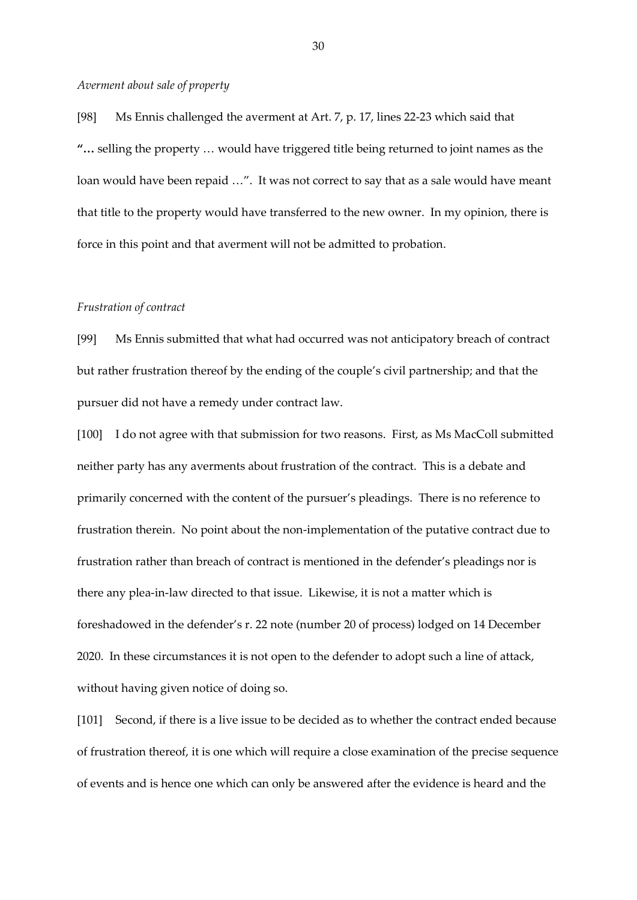*Averment about sale of property*

[98] Ms Ennis challenged the averment at Art. 7, p. 17, lines 22-23 which said that "**…** selling the property … would have triggered title being returned to joint names as the loan would have been repaid …". It was not correct to say that as a sale would have meant that title to the property would have transferred to the new owner. In my opinion, there is force in this point and that averment will not be admitted to probation.

*Frustration of contract*

[99] Ms Ennis submitted that what had occurred was not anticipatory breach of contract but rather frustration thereof by the ending of the couple's civil partnership; and that the pursuer did not have a remedy under contract law.

[100] I do not agree with that submission for two reasons. First, as Ms MacColl submitted neither party has any averments about frustration of the contract. This is a debate and primarily concerned with the content of the pursuer's pleadings. There is no reference to frustration therein. No point about the non-implementation of the putative contract due to frustration rather than breach of contract is mentioned in the defender's pleadings nor is there any plea-in-law directed to that issue. Likewise, it is not a matter which is foreshadowed in the defender's r. 22 note (number 20 of process) lodged on 14 December 2020. In these circumstances it is not open to the defender to adopt such a line of attack, without having given notice of doing so.

[101] Second, if there is a live issue to be decided as to whether the contract ended because of frustration thereof, it is one which will require a close examination of the precise sequence of events and is hence one which can only be answered after the evidence is heard and the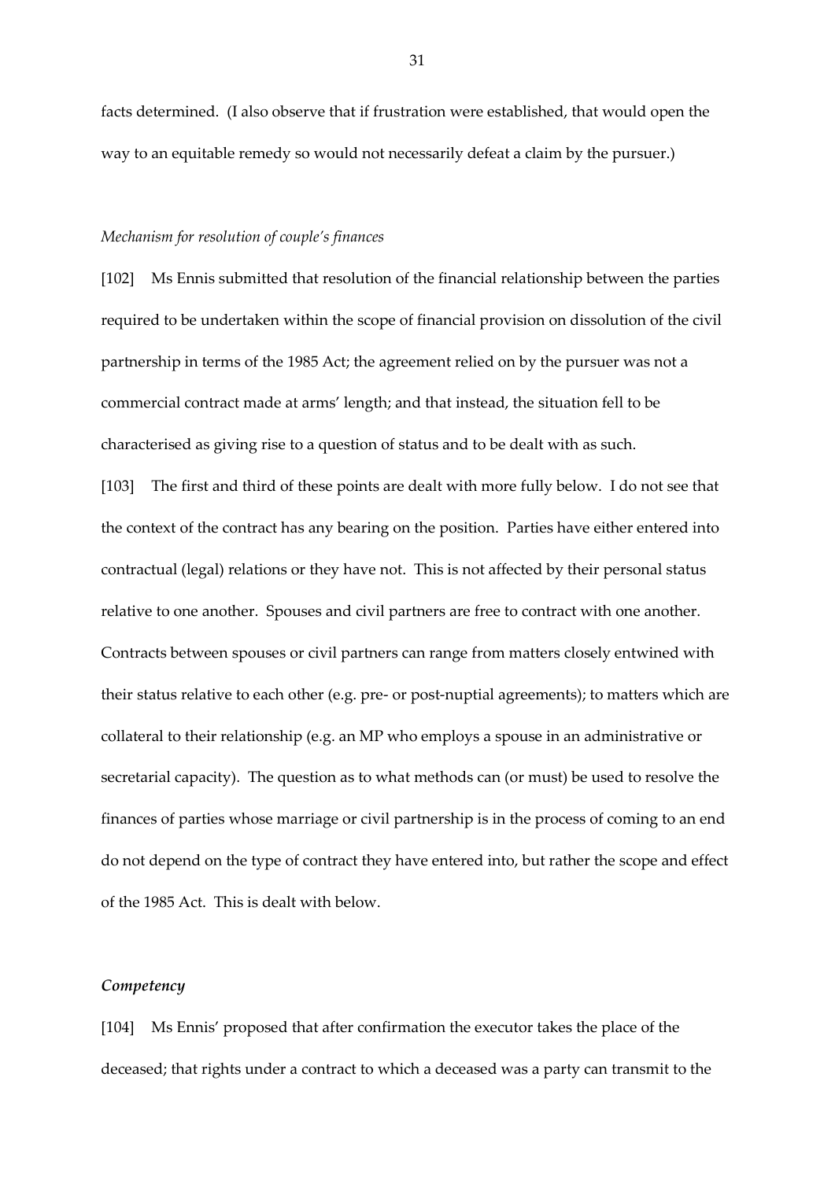facts determined. (I also observe that if frustration were established, that would open the way to an equitable remedy so would not necessarily defeat a claim by the pursuer.)

*Mechanism for resolution of couple's finances*

[102] Ms Ennis submitted that resolution of the financial relationship between the parties required to be undertaken within the scope of financial provision on dissolution of the civil partnership in terms of the 1985 Act; the agreement relied on by the pursuer was not a commercial contract made at arms' length; and that instead, the situation fell to be characterised as giving rise to a question of status and to be dealt with as such.

[103] The first and third of these points are dealt with more fully below. I do not see that the context of the contract has any bearing on the position. Parties have either entered into contractual (legal) relations or they have not. This is not affected by their personal status relative to one another. Spouses and civil partners are free to contract with one another. Contracts between spouses or civil partners can range from matters closely entwined with their status relative to each other (e.g. pre- or post-nuptial agreements); to matters which are collateral to their relationship (e.g. an MP who employs a spouse in an administrative or secretarial capacity). The question as to what methods can (or must) be used to resolve the finances of parties whose marriage or civil partnership is in the process of coming to an end do not depend on the type of contract they have entered into, but rather the scope and effect of the 1985 Act. This is dealt with below.

***Competency***

[104] Ms Ennis' proposed that after confirmation the executor takes the place of the deceased; that rights under a contract to which a deceased was a party can transmit to the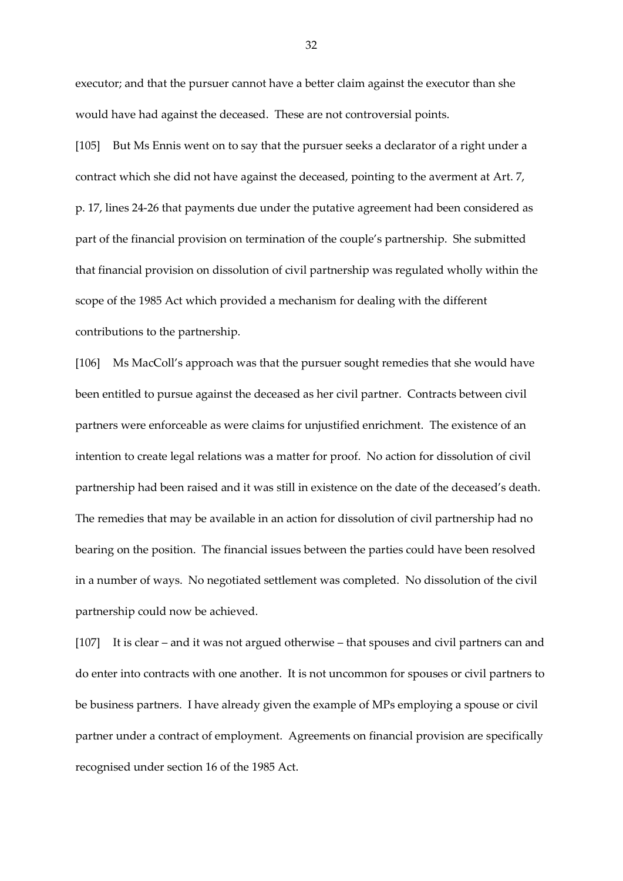executor; and that the pursuer cannot have a better claim against the executor than she would have had against the deceased. These are not controversial points.

[105] But Ms Ennis went on to say that the pursuer seeks a declarator of a right under a contract which she did not have against the deceased, pointing to the averment at Art. 7, p. 17, lines 24-26 that payments due under the putative agreement had been considered as part of the financial provision on termination of the couple's partnership. She submitted that financial provision on dissolution of civil partnership was regulated wholly within the scope of the 1985 Act which provided a mechanism for dealing with the different contributions to the partnership.

[106] Ms MacColl's approach was that the pursuer sought remedies that she would have been entitled to pursue against the deceased as her civil partner. Contracts between civil partners were enforceable as were claims for unjustified enrichment. The existence of an intention to create legal relations was a matter for proof. No action for dissolution of civil partnership had been raised and it was still in existence on the date of the deceased's death. The remedies that may be available in an action for dissolution of civil partnership had no bearing on the position. The financial issues between the parties could have been resolved in a number of ways. No negotiated settlement was completed. No dissolution of the civil partnership could now be achieved.

[107] It is clear – and it was not argued otherwise – that spouses and civil partners can and do enter into contracts with one another. It is not uncommon for spouses or civil partners to be business partners. I have already given the example of MPs employing a spouse or civil partner under a contract of employment. Agreements on financial provision are specifically recognised under section 16 of the 1985 Act.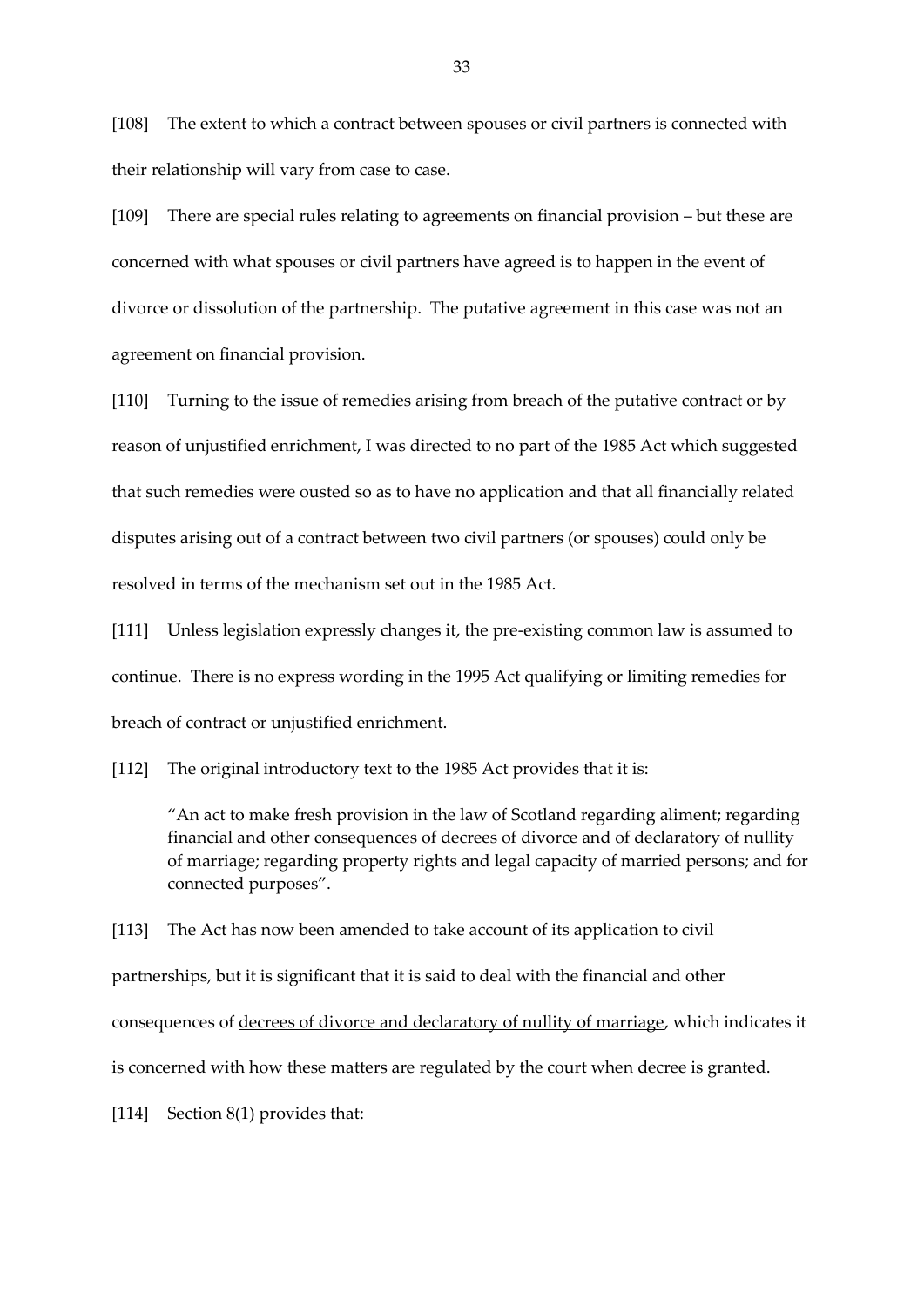[108] The extent to which a contract between spouses or civil partners is connected with their relationship will vary from case to case.

[109] There are special rules relating to agreements on financial provision – but these are concerned with what spouses or civil partners have agreed is to happen in the event of divorce or dissolution of the partnership. The putative agreement in this case was not an agreement on financial provision.

[110] Turning to the issue of remedies arising from breach of the putative contract or by reason of unjustified enrichment, I was directed to no part of the 1985 Act which suggested that such remedies were ousted so as to have no application and that all financially related disputes arising out of a contract between two civil partners (or spouses) could only be resolved in terms of the mechanism set out in the 1985 Act.

[111] Unless legislation expressly changes it, the pre-existing common law is assumed to continue. There is no express wording in the 1995 Act qualifying or limiting remedies for breach of contract or unjustified enrichment.

[112] The original introductory text to the 1985 Act provides that it is:

> "An act to make fresh provision in the law of Scotland regarding aliment; regarding financial and other consequences of decrees of divorce and of declaratory of nullity of marriage; regarding property rights and legal capacity of married persons; and for connected purposes".

[113] The Act has now been amended to take account of its application to civil partnerships, but it is significant that it is said to deal with the financial and other consequences of <u>decrees of divorce and declaratory of nullity of marriage</u>, which indicates it is concerned with how these matters are regulated by the court when decree is granted.

[114] Section 8(1) provides that: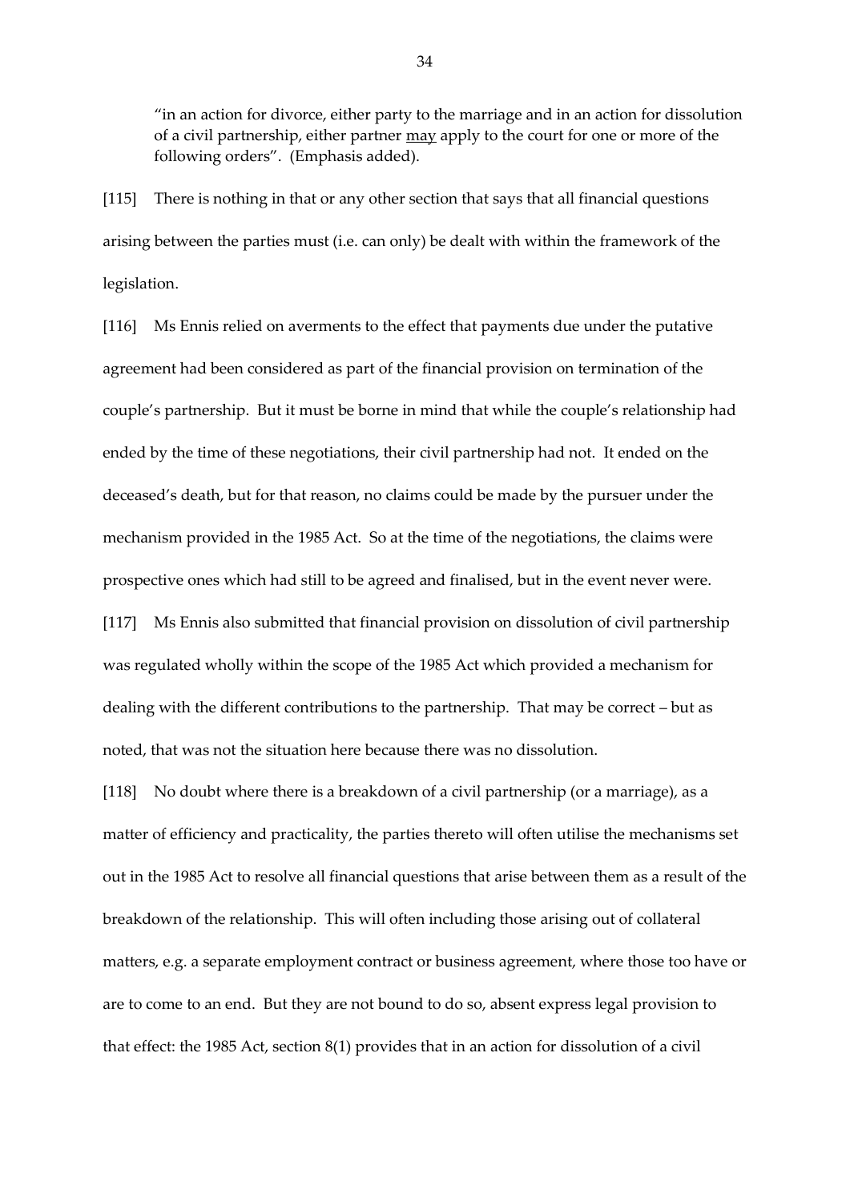> "in an action for divorce, either party to the marriage and in an action for dissolution of a civil partnership, either partner <u>may</u> apply to the court for one or more of the following orders". (Emphasis added).

[115] There is nothing in that or any other section that says that all financial questions arising between the parties must (i.e. can only) be dealt with within the framework of the legislation.

[116] Ms Ennis relied on averments to the effect that payments due under the putative agreement had been considered as part of the financial provision on termination of the couple's partnership. But it must be borne in mind that while the couple's relationship had ended by the time of these negotiations, their civil partnership had not. It ended on the deceased's death, but for that reason, no claims could be made by the pursuer under the mechanism provided in the 1985 Act. So at the time of the negotiations, the claims were prospective ones which had still to be agreed and finalised, but in the event never were.

[117] Ms Ennis also submitted that financial provision on dissolution of civil partnership was regulated wholly within the scope of the 1985 Act which provided a mechanism for dealing with the different contributions to the partnership. That may be correct – but as noted, that was not the situation here because there was no dissolution.

[118] No doubt where there is a breakdown of a civil partnership (or a marriage), as a matter of efficiency and practicality, the parties thereto will often utilise the mechanisms set out in the 1985 Act to resolve all financial questions that arise between them as a result of the breakdown of the relationship. This will often including those arising out of collateral matters, e.g. a separate employment contract or business agreement, where those too have or are to come to an end. But they are not bound to do so, absent express legal provision to that effect: the 1985 Act, section 8(1) provides that in an action for dissolution of a civil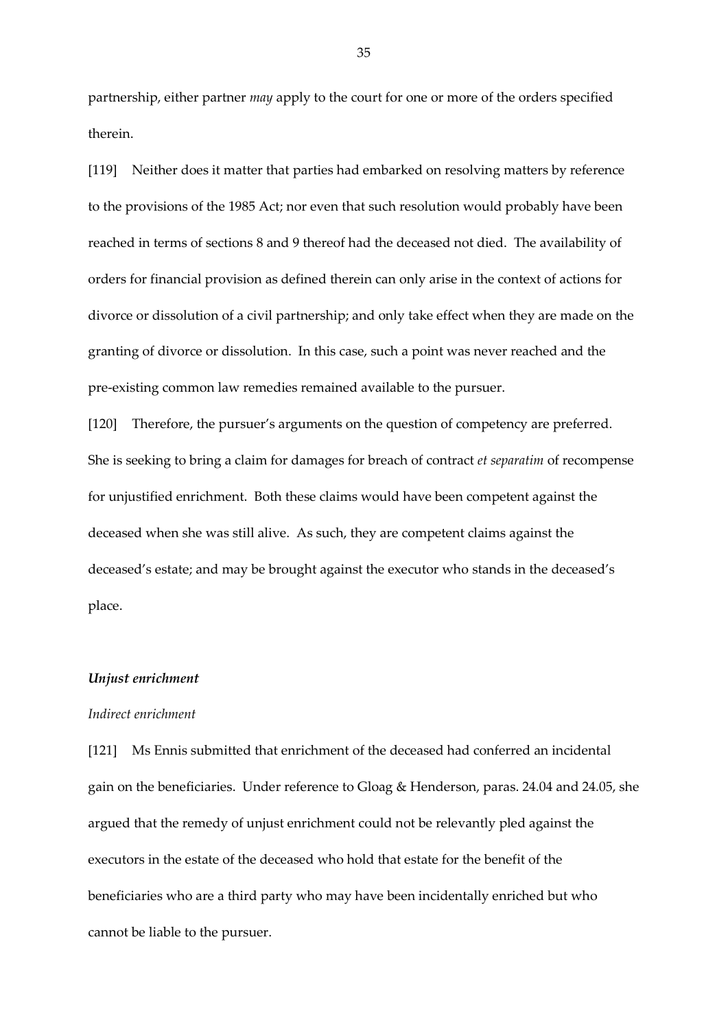partnership, either partner *may* apply to the court for one or more of the orders specified therein.

[119] Neither does it matter that parties had embarked on resolving matters by reference to the provisions of the 1985 Act; nor even that such resolution would probably have been reached in terms of sections 8 and 9 thereof had the deceased not died. The availability of orders for financial provision as defined therein can only arise in the context of actions for divorce or dissolution of a civil partnership; and only take effect when they are made on the granting of divorce or dissolution. In this case, such a point was never reached and the pre-existing common law remedies remained available to the pursuer.

[120] Therefore, the pursuer's arguments on the question of competency are preferred. She is seeking to bring a claim for damages for breach of contract *et separatim* of recompense for unjustified enrichment. Both these claims would have been competent against the deceased when she was still alive. As such, they are competent claims against the deceased's estate; and may be brought against the executor who stands in the deceased's place.

### *Unjust enrichment*

#### *Indirect enrichment*

[121] Ms Ennis submitted that enrichment of the deceased had conferred an incidental gain on the beneficiaries. Under reference to Gloag & Henderson, paras. 24.04 and 24.05, she argued that the remedy of unjust enrichment could not be relevantly pled against the executors in the estate of the deceased who hold that estate for the benefit of the beneficiaries who are a third party who may have been incidentally enriched but who cannot be liable to the pursuer.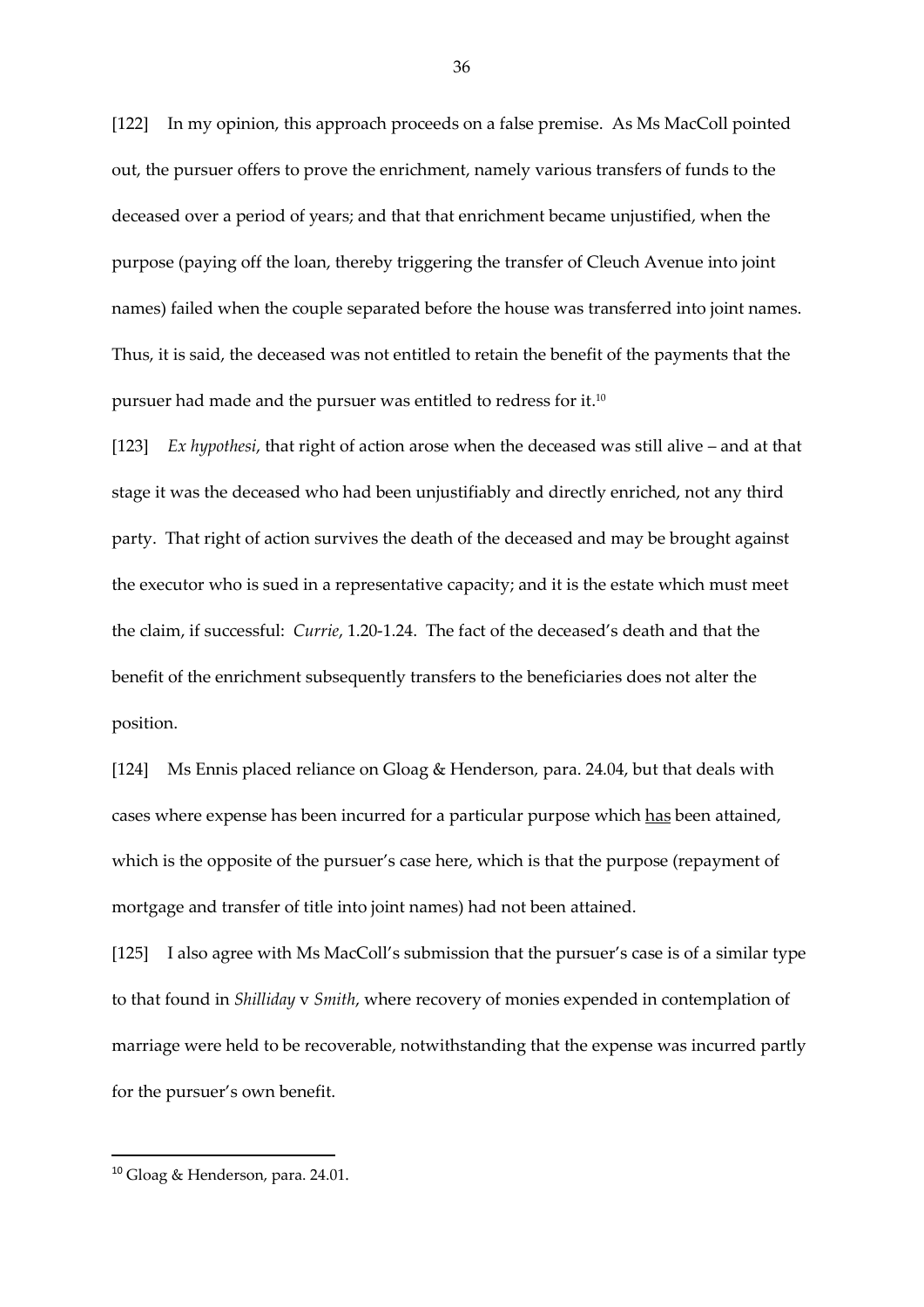[122] In my opinion, this approach proceeds on a false premise. As Ms MacColl pointed out, the pursuer offers to prove the enrichment, namely various transfers of funds to the deceased over a period of years; and that that enrichment became unjustified, when the purpose (paying off the loan, thereby triggering the transfer of Cleuch Avenue into joint names) failed when the couple separated before the house was transferred into joint names. Thus, it is said, the deceased was not entitled to retain the benefit of the payments that the pursuer had made and the pursuer was entitled to redress for it.[10]

[123] *Ex hypothesi*, that right of action arose when the deceased was still alive – and at that stage it was the deceased who had been unjustifiably and directly enriched, not any third party. That right of action survives the death of the deceased and may be brought against the executor who is sued in a representative capacity; and it is the estate which must meet the claim, if successful: *Currie*, 1.20-1.24. The fact of the deceased's death and that the benefit of the enrichment subsequently transfers to the beneficiaries does not alter the position.

[124] Ms Ennis placed reliance on Gloag & Henderson, para. 24.04, but that deals with cases where expense has been incurred for a particular purpose which <u>has</u> been attained, which is the opposite of the pursuer's case here, which is that the purpose (repayment of mortgage and transfer of title into joint names) had not been attained.

[125] I also agree with Ms MacColl's submission that the pursuer's case is of a similar type to that found in *Shilliday* v *Smith*, where recovery of monies expended in contemplation of marriage were held to be recoverable, notwithstanding that the expense was incurred partly for the pursuer's own benefit.

---

[10] Gloag & Henderson, para. 24.01.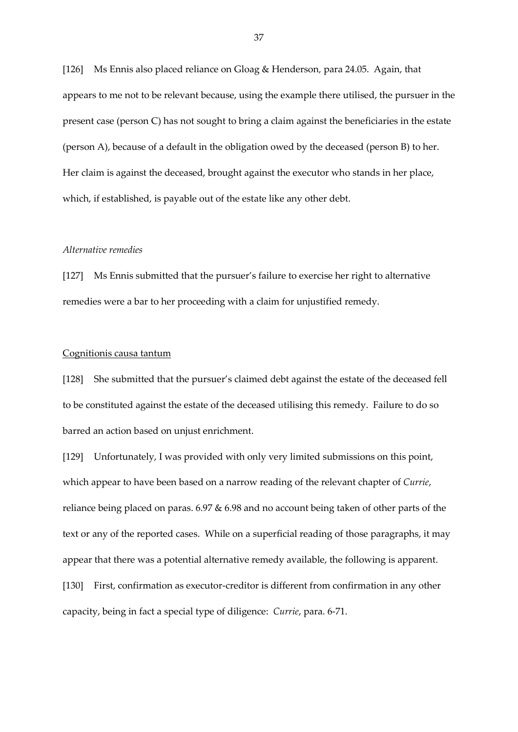[126] Ms Ennis also placed reliance on Gloag & Henderson, para 24.05. Again, that appears to me not to be relevant because, using the example there utilised, the pursuer in the present case (person C) has not sought to bring a claim against the beneficiaries in the estate (person A), because of a default in the obligation owed by the deceased (person B) to her. Her claim is against the deceased, brought against the executor who stands in her place, which, if established, is payable out of the estate like any other debt.

*Alternative remedies*

[127] Ms Ennis submitted that the pursuer's failure to exercise her right to alternative remedies were a bar to her proceeding with a claim for unjustified remedy.

<u>Cognitionis causa tantum</u>

[128] She submitted that the pursuer's claimed debt against the estate of the deceased fell to be constituted against the estate of the deceased utilising this remedy. Failure to do so barred an action based on unjust enrichment.

[129] Unfortunately, I was provided with only very limited submissions on this point, which appear to have been based on a narrow reading of the relevant chapter of *Currie*, reliance being placed on paras. 6.97 & 6.98 and no account being taken of other parts of the text or any of the reported cases. While on a superficial reading of those paragraphs, it may appear that there was a potential alternative remedy available, the following is apparent.

[130] First, confirmation as executor-creditor is different from confirmation in any other capacity, being in fact a special type of diligence: *Currie*, para. 6-71.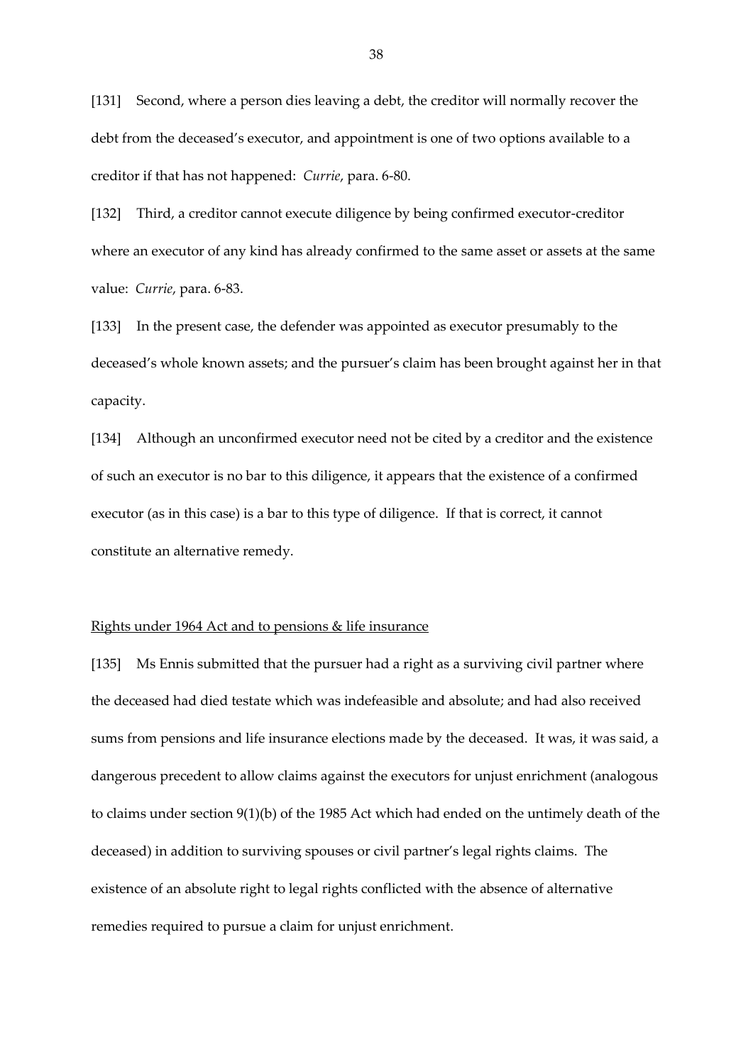[131] Second, where a person dies leaving a debt, the creditor will normally recover the debt from the deceased's executor, and appointment is one of two options available to a creditor if that has not happened: *Currie*, para. 6-80.

[132] Third, a creditor cannot execute diligence by being confirmed executor-creditor where an executor of any kind has already confirmed to the same asset or assets at the same value: *Currie*, para. 6-83.

[133] In the present case, the defender was appointed as executor presumably to the deceased's whole known assets; and the pursuer's claim has been brought against her in that capacity.

[134] Although an unconfirmed executor need not be cited by a creditor and the existence of such an executor is no bar to this diligence, it appears that the existence of a confirmed executor (as in this case) is a bar to this type of diligence. If that is correct, it cannot constitute an alternative remedy.

<u>Rights under 1964 Act and to pensions & life insurance</u>

[135] Ms Ennis submitted that the pursuer had a right as a surviving civil partner where the deceased had died testate which was indefeasible and absolute; and had also received sums from pensions and life insurance elections made by the deceased. It was, it was said, a dangerous precedent to allow claims against the executors for unjust enrichment (analogous to claims under section 9(1)(b) of the 1985 Act which had ended on the untimely death of the deceased) in addition to surviving spouses or civil partner's legal rights claims. The existence of an absolute right to legal rights conflicted with the absence of alternative remedies required to pursue a claim for unjust enrichment.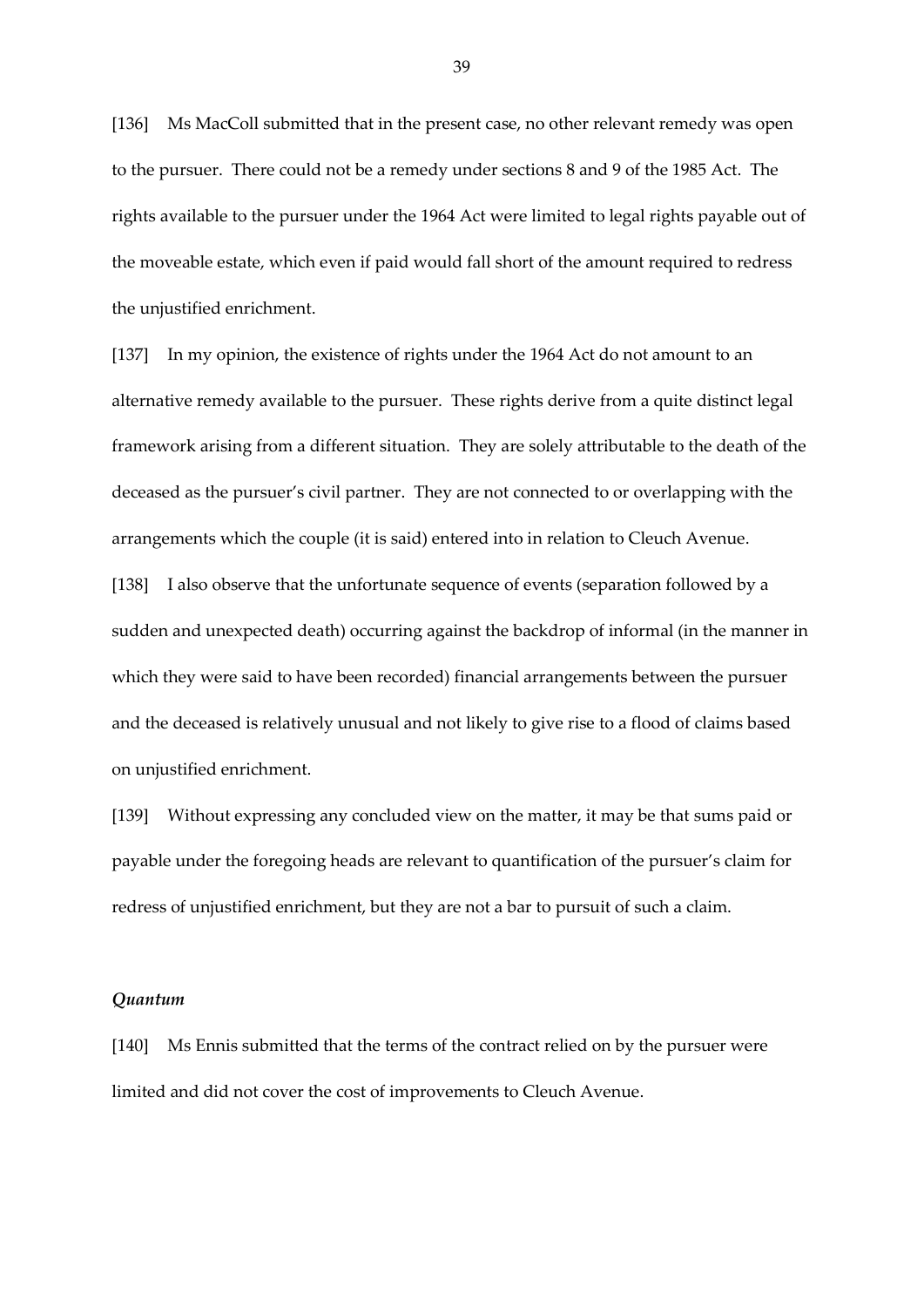[136] Ms MacColl submitted that in the present case, no other relevant remedy was open to the pursuer. There could not be a remedy under sections 8 and 9 of the 1985 Act. The rights available to the pursuer under the 1964 Act were limited to legal rights payable out of the moveable estate, which even if paid would fall short of the amount required to redress the unjustified enrichment.

[137] In my opinion, the existence of rights under the 1964 Act do not amount to an alternative remedy available to the pursuer. These rights derive from a quite distinct legal framework arising from a different situation. They are solely attributable to the death of the deceased as the pursuer's civil partner. They are not connected to or overlapping with the arrangements which the couple (it is said) entered into in relation to Cleuch Avenue.

[138] I also observe that the unfortunate sequence of events (separation followed by a sudden and unexpected death) occurring against the backdrop of informal (in the manner in which they were said to have been recorded) financial arrangements between the pursuer and the deceased is relatively unusual and not likely to give rise to a flood of claims based on unjustified enrichment.

[139] Without expressing any concluded view on the matter, it may be that sums paid or payable under the foregoing heads are relevant to quantification of the pursuer's claim for redress of unjustified enrichment, but they are not a bar to pursuit of such a claim.

### *Quantum*

[140] Ms Ennis submitted that the terms of the contract relied on by the pursuer were limited and did not cover the cost of improvements to Cleuch Avenue.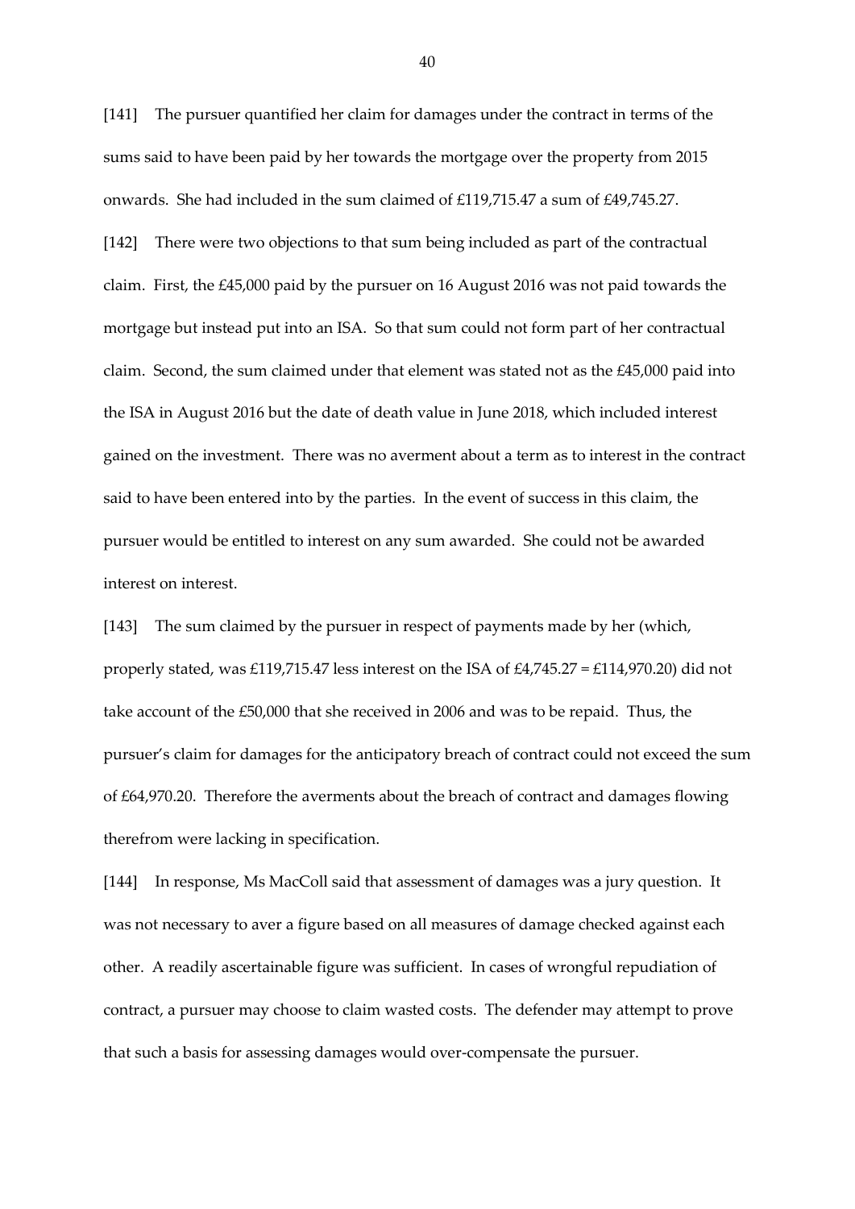[141] The pursuer quantified her claim for damages under the contract in terms of the sums said to have been paid by her towards the mortgage over the property from 2015 onwards. She had included in the sum claimed of £119,715.47 a sum of £49,745.27.

[142] There were two objections to that sum being included as part of the contractual claim. First, the £45,000 paid by the pursuer on 16 August 2016 was not paid towards the mortgage but instead put into an ISA. So that sum could not form part of her contractual claim. Second, the sum claimed under that element was stated not as the £45,000 paid into the ISA in August 2016 but the date of death value in June 2018, which included interest gained on the investment. There was no averment about a term as to interest in the contract said to have been entered into by the parties. In the event of success in this claim, the pursuer would be entitled to interest on any sum awarded. She could not be awarded interest on interest.

[143] The sum claimed by the pursuer in respect of payments made by her (which, properly stated, was £119,715.47 less interest on the ISA of £4,745.27 = £114,970.20) did not take account of the £50,000 that she received in 2006 and was to be repaid. Thus, the pursuer's claim for damages for the anticipatory breach of contract could not exceed the sum of £64,970.20. Therefore the averments about the breach of contract and damages flowing therefrom were lacking in specification.

[144] In response, Ms MacColl said that assessment of damages was a jury question. It was not necessary to aver a figure based on all measures of damage checked against each other. A readily ascertainable figure was sufficient. In cases of wrongful repudiation of contract, a pursuer may choose to claim wasted costs. The defender may attempt to prove that such a basis for assessing damages would over-compensate the pursuer.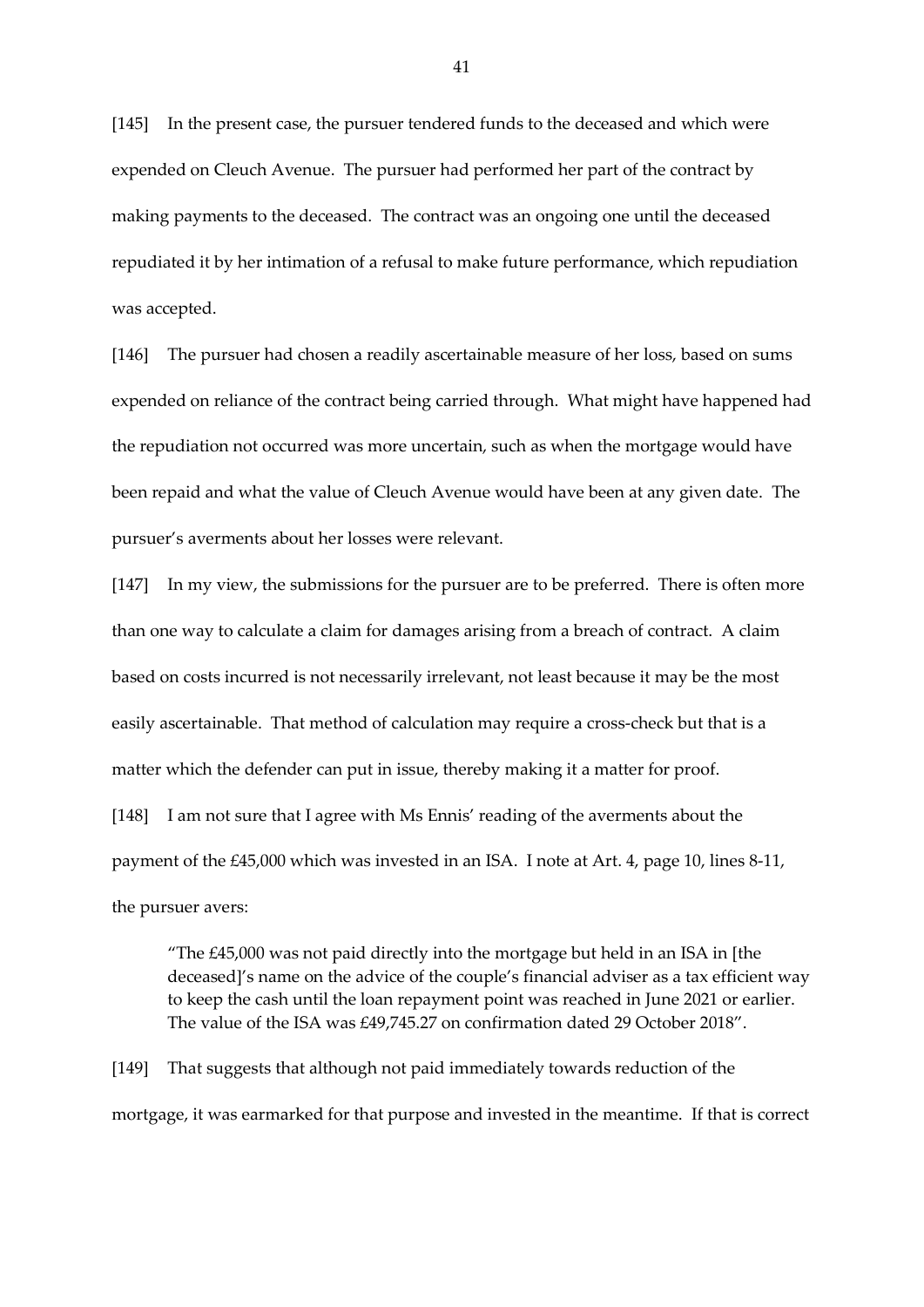[145] In the present case, the pursuer tendered funds to the deceased and which were expended on Cleuch Avenue. The pursuer had performed her part of the contract by making payments to the deceased. The contract was an ongoing one until the deceased repudiated it by her intimation of a refusal to make future performance, which repudiation was accepted.

[146] The pursuer had chosen a readily ascertainable measure of her loss, based on sums expended on reliance of the contract being carried through. What might have happened had the repudiation not occurred was more uncertain, such as when the mortgage would have been repaid and what the value of Cleuch Avenue would have been at any given date. The pursuer's averments about her losses were relevant.

[147] In my view, the submissions for the pursuer are to be preferred. There is often more than one way to calculate a claim for damages arising from a breach of contract. A claim based on costs incurred is not necessarily irrelevant, not least because it may be the most easily ascertainable. That method of calculation may require a cross-check but that is a matter which the defender can put in issue, thereby making it a matter for proof.

[148] I am not sure that I agree with Ms Ennis' reading of the averments about the payment of the £45,000 which was invested in an ISA. I note at Art. 4, page 10, lines 8-11, the pursuer avers:

> "The £45,000 was not paid directly into the mortgage but held in an ISA in [the deceased]'s name on the advice of the couple's financial adviser as a tax efficient way to keep the cash until the loan repayment point was reached in June 2021 or earlier. The value of the ISA was £49,745.27 on confirmation dated 29 October 2018".

[149] That suggests that although not paid immediately towards reduction of the mortgage, it was earmarked for that purpose and invested in the meantime. If that is correct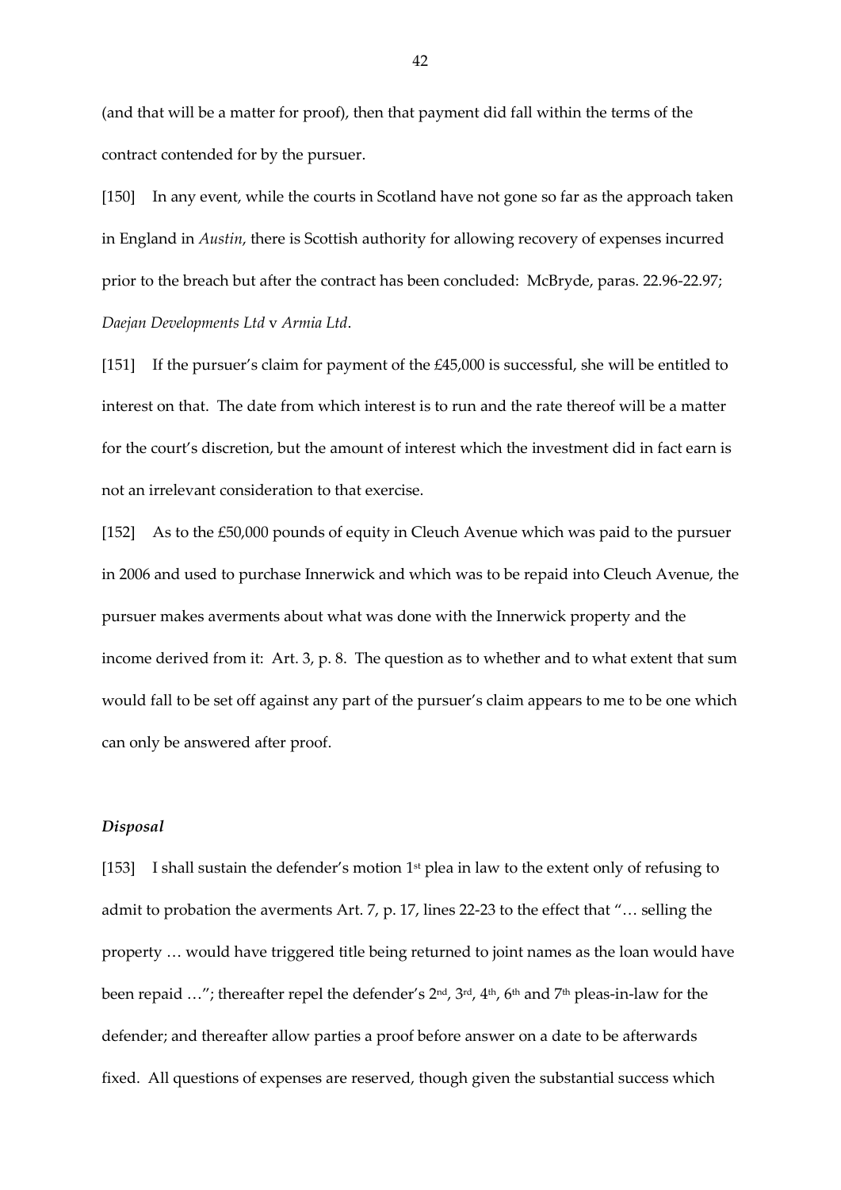(and that will be a matter for proof), then that payment did fall within the terms of the contract contended for by the pursuer.

[150] In any event, while the courts in Scotland have not gone so far as the approach taken in England in *Austin*, there is Scottish authority for allowing recovery of expenses incurred prior to the breach but after the contract has been concluded: McBryde, paras. 22.96-22.97; *Daejan Developments Ltd* v *Armia Ltd*.

[151] If the pursuer's claim for payment of the £45,000 is successful, she will be entitled to interest on that. The date from which interest is to run and the rate thereof will be a matter for the court's discretion, but the amount of interest which the investment did in fact earn is not an irrelevant consideration to that exercise.

[152] As to the £50,000 pounds of equity in Cleuch Avenue which was paid to the pursuer in 2006 and used to purchase Innerwick and which was to be repaid into Cleuch Avenue, the pursuer makes averments about what was done with the Innerwick property and the income derived from it: Art. 3, p. 8. The question as to whether and to what extent that sum would fall to be set off against any part of the pursuer's claim appears to me to be one which can only be answered after proof.

### *Disposal*

[153] I shall sustain the defender's motion 1st plea in law to the extent only of refusing to admit to probation the averments Art. 7, p. 17, lines 22-23 to the effect that "… selling the property … would have triggered title being returned to joint names as the loan would have been repaid …"; thereafter repel the defender's 2nd, 3rd, 4th, 6th and 7th pleas-in-law for the defender; and thereafter allow parties a proof before answer on a date to be afterwards fixed. All questions of expenses are reserved, though given the substantial success which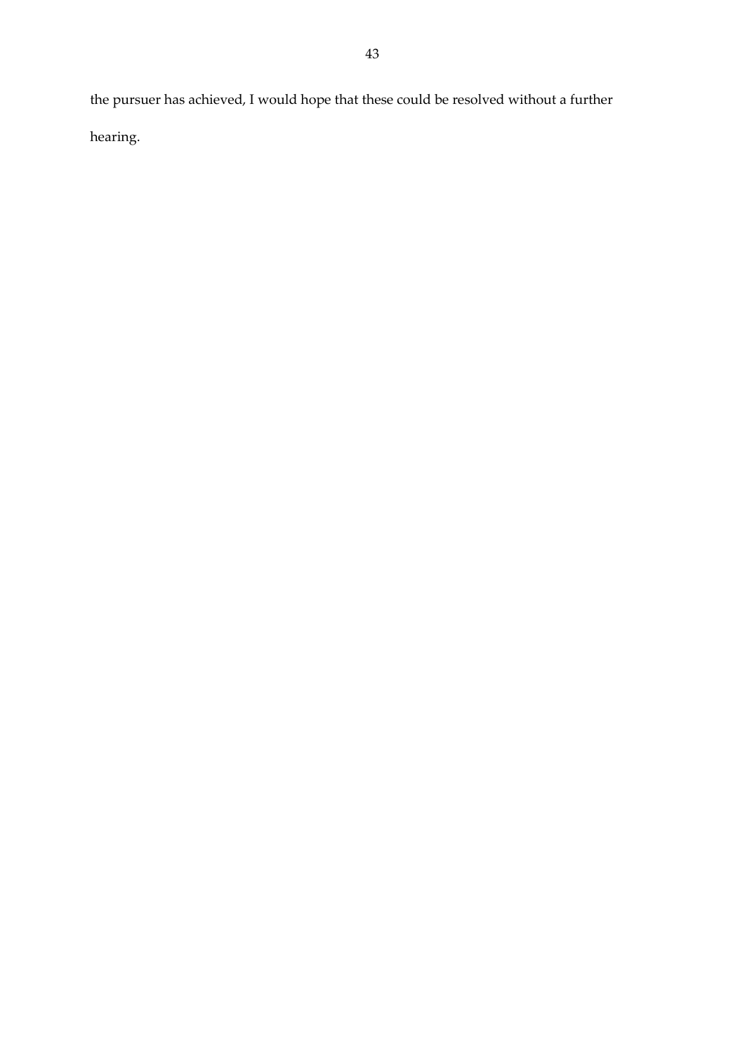the pursuer has achieved, I would hope that these could be resolved without a further hearing.